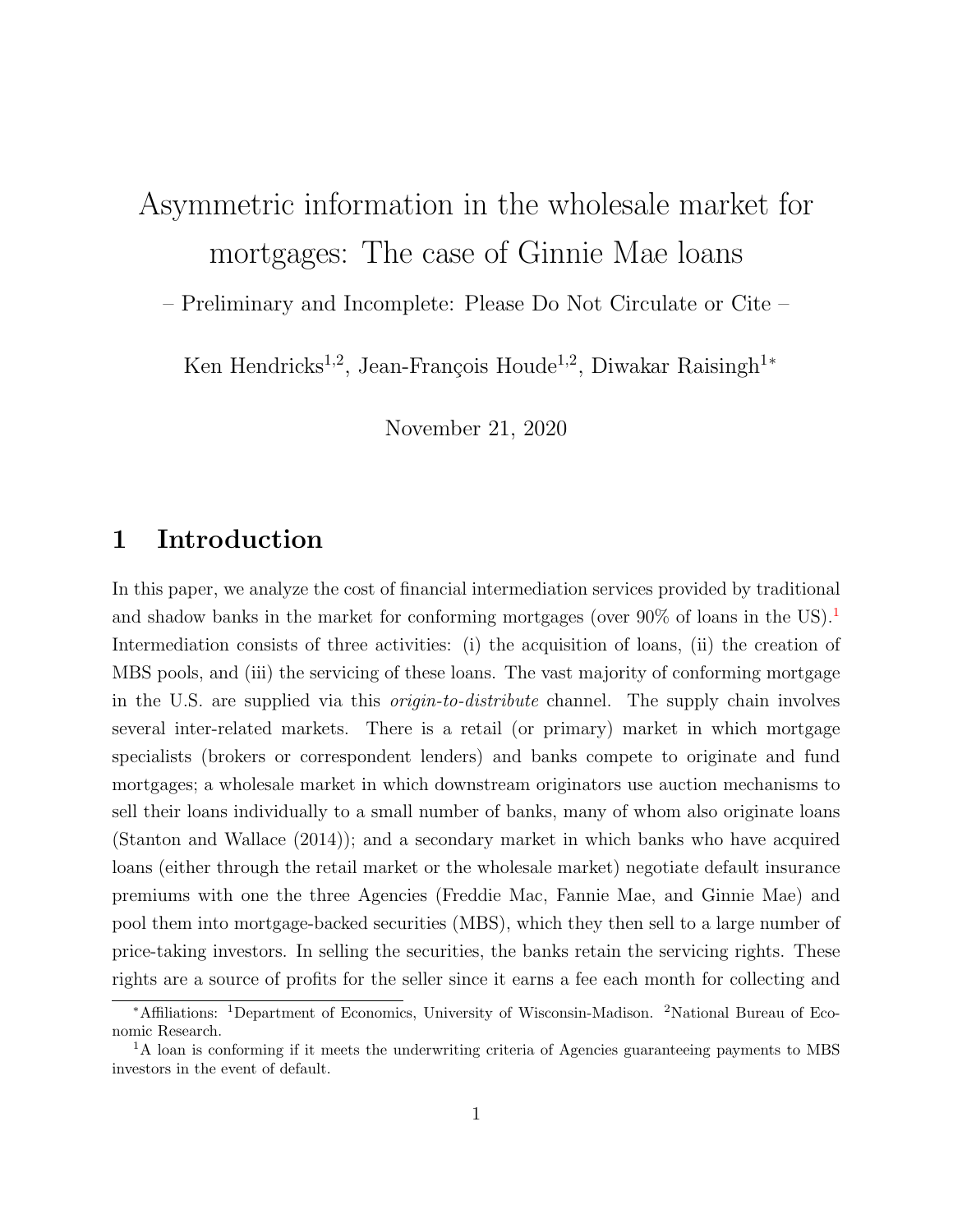# Asymmetric information in the wholesale market for mortgages: The case of Ginnie Mae loans

– Preliminary and Incomplete: Please Do Not Circulate or Cite –

Ken Hendricks[1,2], Jean-François Houde[1,2], Diwakar Raisingh[1]*

November 21, 2020

## 1 Introduction

In this paper, we analyze the cost of financial intermediation services provided by traditional and shadow banks in the market for conforming mortgages (over 90% of loans in the US).[1] Intermediation consists of three activities: (i) the acquisition of loans, (ii) the creation of MBS pools, and (iii) the servicing of these loans. The vast majority of conforming mortgage in the U.S. are supplied via this *origin-to-distribute* channel. The supply chain involves several inter-related markets. There is a retail (or primary) market in which mortgage specialists (brokers or correspondent lenders) and banks compete to originate and fund mortgages; a wholesale market in which downstream originators use auction mechanisms to sell their loans individually to a small number of banks, many of whom also originate loans (Stanton and Wallace (2014)); and a secondary market in which banks who have acquired loans (either through the retail market or the wholesale market) negotiate default insurance premiums with one the three Agencies (Freddie Mac, Fannie Mae, and Ginnie Mae) and pool them into mortgage-backed securities (MBS), which they then sell to a large number of price-taking investors. In selling the securities, the banks retain the servicing rights. These rights are a source of profits for the seller since it earns a fee each month for collecting and

---

*Affiliations: [1]Department of Economics, University of Wisconsin-Madison. [2]National Bureau of Economic Research.

[1]A loan is conforming if it meets the underwriting criteria of Agencies guaranteeing payments to MBS investors in the event of default.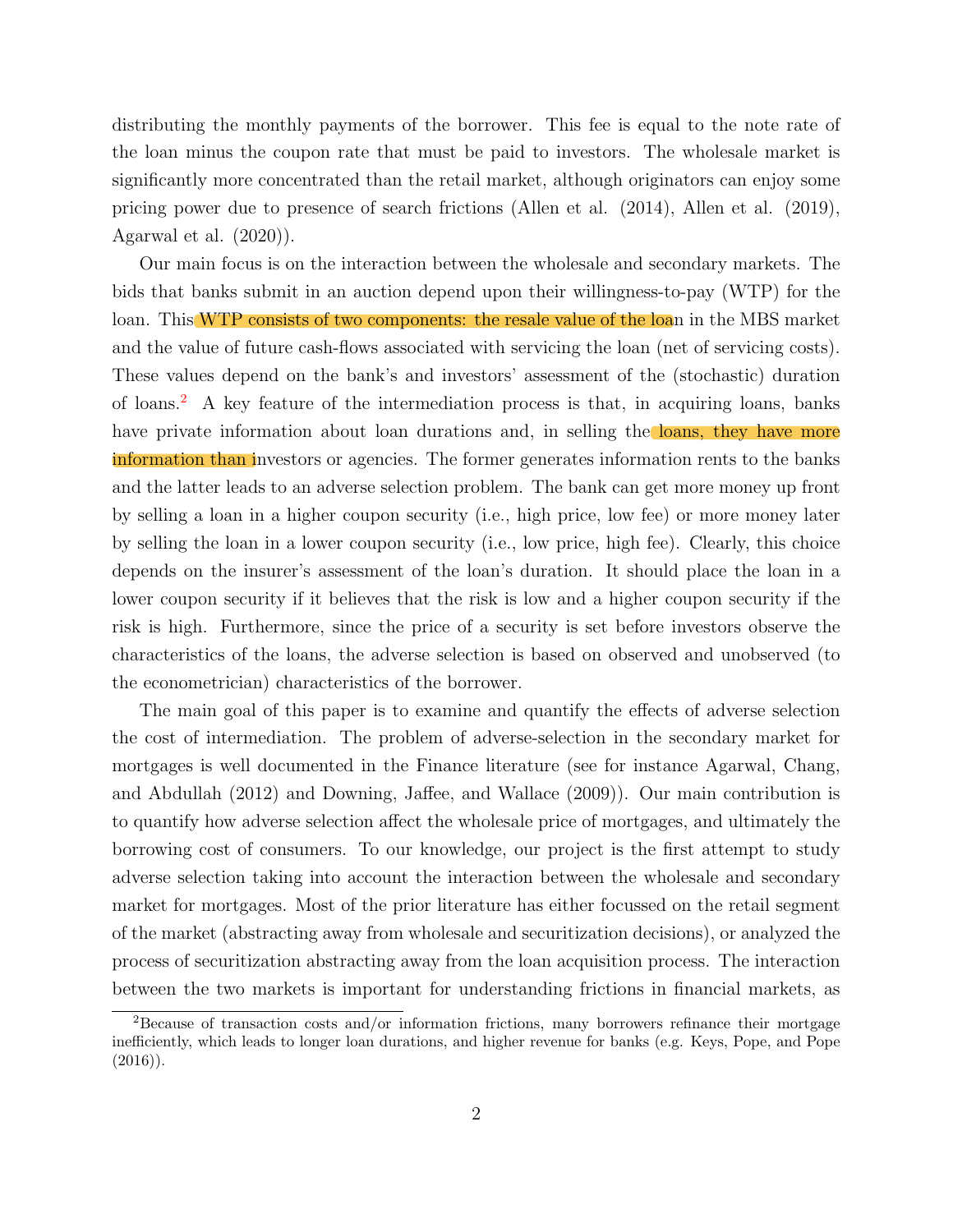distributing the monthly payments of the borrower. This fee is equal to the note rate of the loan minus the coupon rate that must be paid to investors. The wholesale market is significantly more concentrated than the retail market, although originators can enjoy some pricing power due to presence of search frictions (Allen et al. (2014), Allen et al. (2019), Agarwal et al. (2020)).

Our main focus is on the interaction between the wholesale and secondary markets. The bids that banks submit in an auction depend upon their willingness-to-pay (WTP) for the loan. This WTP consists of two components: the resale value of the loan in the MBS market and the value of future cash-flows associated with servicing the loan (net of servicing costs). These values depend on the bank's and investors' assessment of the (stochastic) duration of loans.[2] A key feature of the intermediation process is that, in acquiring loans, banks have private information about loan durations and, in selling the loans, they have more information than investors or agencies. The former generates information rents to the banks and the latter leads to an adverse selection problem. The bank can get more money up front by selling a loan in a higher coupon security (i.e., high price, low fee) or more money later by selling the loan in a lower coupon security (i.e., low price, high fee). Clearly, this choice depends on the insurer's assessment of the loan's duration. It should place the loan in a lower coupon security if it believes that the risk is low and a higher coupon security if the risk is high. Furthermore, since the price of a security is set before investors observe the characteristics of the loans, the adverse selection is based on observed and unobserved (to the econometrician) characteristics of the borrower.

The main goal of this paper is to examine and quantify the effects of adverse selection the cost of intermediation. The problem of adverse-selection in the secondary market for mortgages is well documented in the Finance literature (see for instance Agarwal, Chang, and Abdullah (2012) and Downing, Jaffee, and Wallace (2009)). Our main contribution is to quantify how adverse selection affect the wholesale price of mortgages, and ultimately the borrowing cost of consumers. To our knowledge, our project is the first attempt to study adverse selection taking into account the interaction between the wholesale and secondary market for mortgages. Most of the prior literature has either focussed on the retail segment of the market (abstracting away from wholesale and securitization decisions), or analyzed the process of securitization abstracting away from the loan acquisition process. The interaction between the two markets is important for understanding frictions in financial markets, as

[2] Because of transaction costs and/or information frictions, many borrowers refinance their mortgage inefficiently, which leads to longer loan durations, and higher revenue for banks (e.g. Keys, Pope, and Pope (2016)).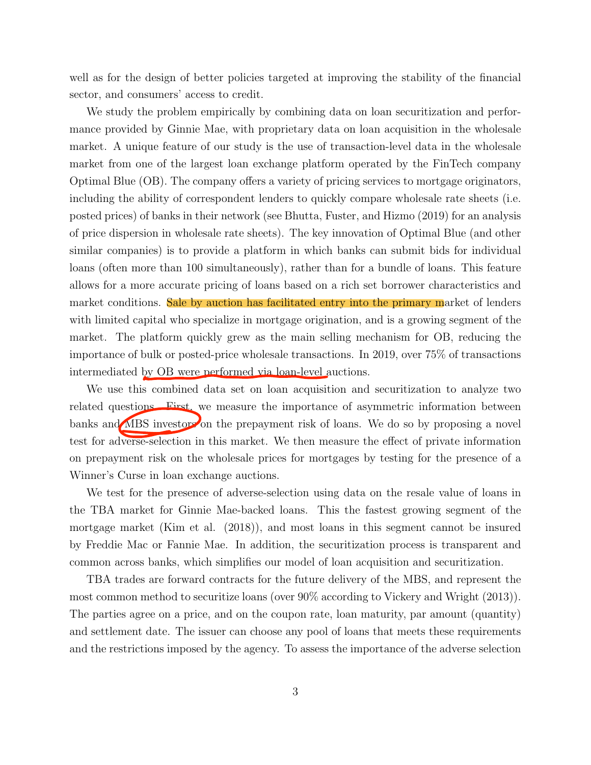well as for the design of better policies targeted at improving the stability of the financial sector, and consumers' access to credit.

We study the problem empirically by combining data on loan securitization and performance provided by Ginnie Mae, with proprietary data on loan acquisition in the wholesale market. A unique feature of our study is the use of transaction-level data in the wholesale market from one of the largest loan exchange platform operated by the FinTech company Optimal Blue (OB). The company offers a variety of pricing services to mortgage originators, including the ability of correspondent lenders to quickly compare wholesale rate sheets (i.e. posted prices) of banks in their network (see Bhutta, Fuster, and Hizmo (2019) for an analysis of price dispersion in wholesale rate sheets). The key innovation of Optimal Blue (and other similar companies) is to provide a platform in which banks can submit bids for individual loans (often more than 100 simultaneously), rather than for a bundle of loans. This feature allows for a more accurate pricing of loans based on a rich set borrower characteristics and market conditions. Sale by auction has facilitated entry into the primary market of lenders with limited capital who specialize in mortgage origination, and is a growing segment of the market. The platform quickly grew as the main selling mechanism for OB, reducing the importance of bulk or posted-price wholesale transactions. In 2019, over 75% of transactions intermediated by OB were performed via loan-level auctions.

We use this combined data set on loan acquisition and securitization to analyze two related questions. First, we measure the importance of asymmetric information between banks and MBS investors on the prepayment risk of loans. We do so by proposing a novel test for adverse-selection in this market. We then measure the effect of private information on prepayment risk on the wholesale prices for mortgages by testing for the presence of a Winner's Curse in loan exchange auctions.

We test for the presence of adverse-selection using data on the resale value of loans in the TBA market for Ginnie Mae-backed loans. This the fastest growing segment of the mortgage market (Kim et al. (2018)), and most loans in this segment cannot be insured by Freddie Mac or Fannie Mae. In addition, the securitization process is transparent and common across banks, which simplifies our model of loan acquisition and securitization.

TBA trades are forward contracts for the future delivery of the MBS, and represent the most common method to securitize loans (over 90% according to Vickery and Wright (2013)). The parties agree on a price, and on the coupon rate, loan maturity, par amount (quantity) and settlement date. The issuer can choose any pool of loans that meets these requirements and the restrictions imposed by the agency. To assess the importance of the adverse selection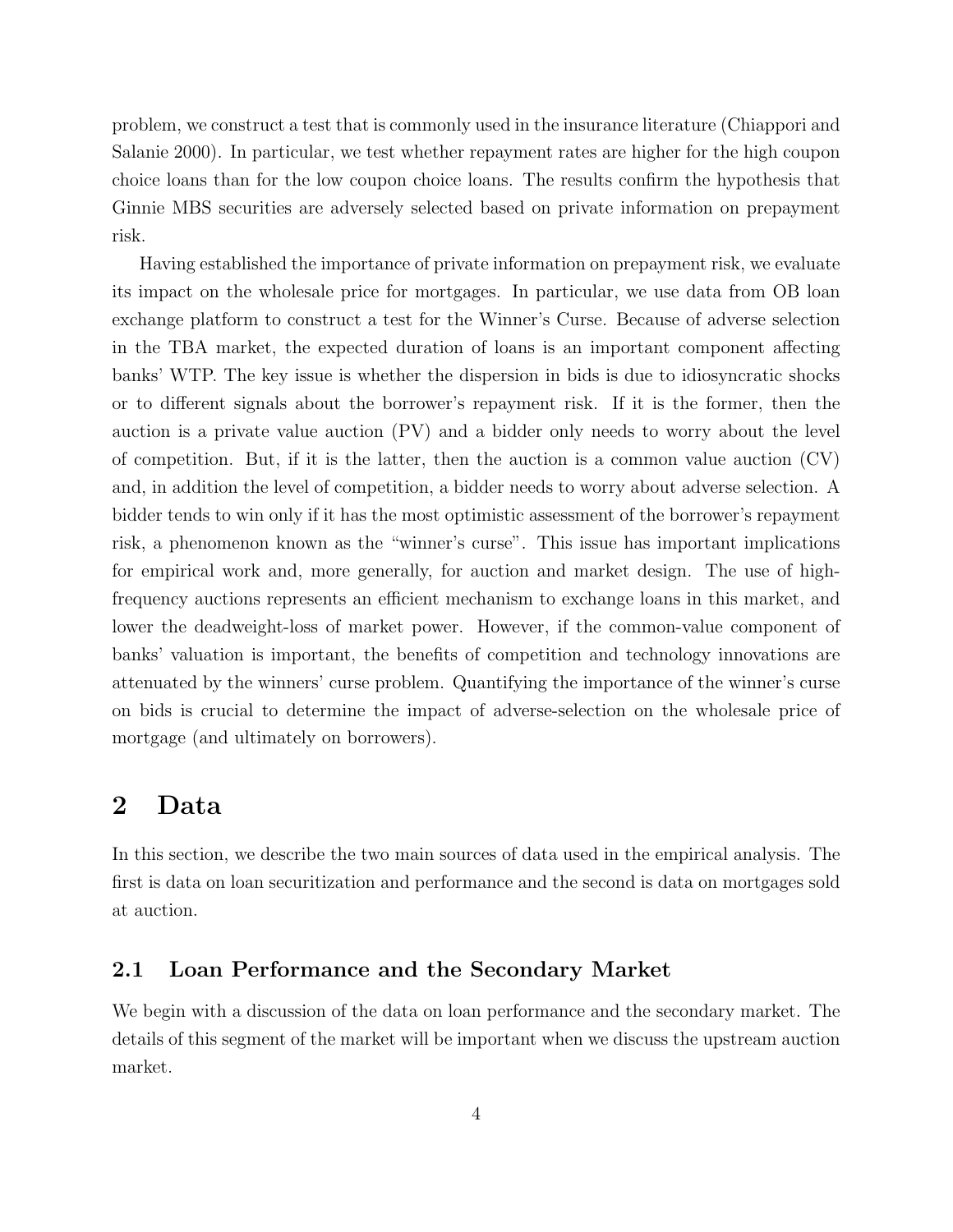problem, we construct a test that is commonly used in the insurance literature (Chiappori and Salanie 2000). In particular, we test whether repayment rates are higher for the high coupon choice loans than for the low coupon choice loans. The results confirm the hypothesis that Ginnie MBS securities are adversely selected based on private information on prepayment risk.

Having established the importance of private information on prepayment risk, we evaluate its impact on the wholesale price for mortgages. In particular, we use data from OB loan exchange platform to construct a test for the Winner's Curse. Because of adverse selection in the TBA market, the expected duration of loans is an important component affecting banks' WTP. The key issue is whether the dispersion in bids is due to idiosyncratic shocks or to different signals about the borrower's repayment risk. If it is the former, then the auction is a private value auction (PV) and a bidder only needs to worry about the level of competition. But, if it is the latter, then the auction is a common value auction (CV) and, in addition the level of competition, a bidder needs to worry about adverse selection. A bidder tends to win only if it has the most optimistic assessment of the borrower's repayment risk, a phenomenon known as the "winner's curse". This issue has important implications for empirical work and, more generally, for auction and market design. The use of high-frequency auctions represents an efficient mechanism to exchange loans in this market, and lower the deadweight-loss of market power. However, if the common-value component of banks' valuation is important, the benefits of competition and technology innovations are attenuated by the winners' curse problem. Quantifying the importance of the winner's curse on bids is crucial to determine the impact of adverse-selection on the wholesale price of mortgage (and ultimately on borrowers).

# 2 Data

In this section, we describe the two main sources of data used in the empirical analysis. The first is data on loan securitization and performance and the second is data on mortgages sold at auction.

## 2.1 Loan Performance and the Secondary Market

We begin with a discussion of the data on loan performance and the secondary market. The details of this segment of the market will be important when we discuss the upstream auction market.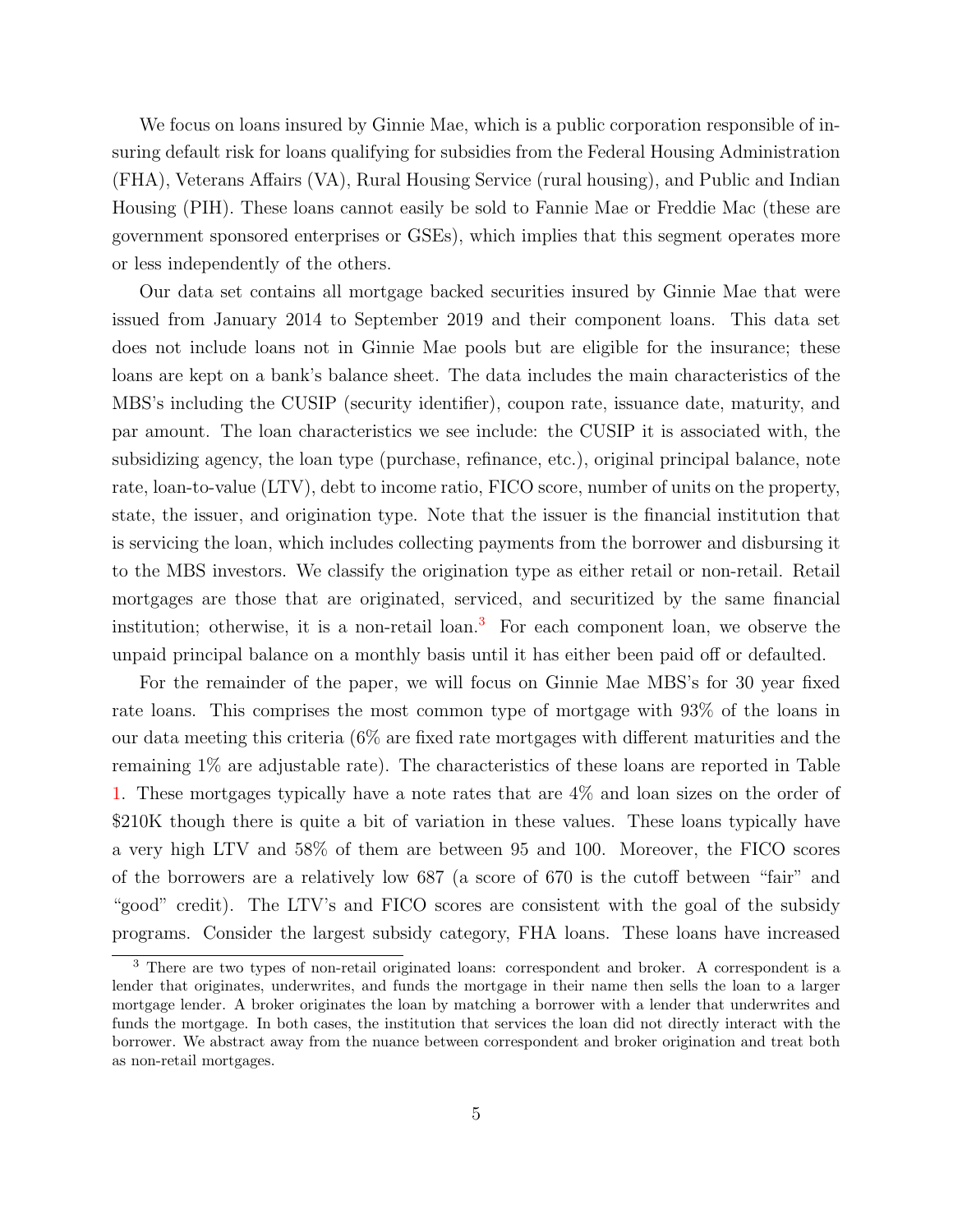We focus on loans insured by Ginnie Mae, which is a public corporation responsible of insuring default risk for loans qualifying for subsidies from the Federal Housing Administration (FHA), Veterans Affairs (VA), Rural Housing Service (rural housing), and Public and Indian Housing (PIH). These loans cannot easily be sold to Fannie Mae or Freddie Mac (these are government sponsored enterprises or GSEs), which implies that this segment operates more or less independently of the others.

Our data set contains all mortgage backed securities insured by Ginnie Mae that were issued from January 2014 to September 2019 and their component loans. This data set does not include loans not in Ginnie Mae pools but are eligible for the insurance; these loans are kept on a bank's balance sheet. The data includes the main characteristics of the MBS's including the CUSIP (security identifier), coupon rate, issuance date, maturity, and par amount. The loan characteristics we see include: the CUSIP it is associated with, the subsidizing agency, the loan type (purchase, refinance, etc.), original principal balance, note rate, loan-to-value (LTV), debt to income ratio, FICO score, number of units on the property, state, the issuer, and origination type. Note that the issuer is the financial institution that is servicing the loan, which includes collecting payments from the borrower and disbursing it to the MBS investors. We classify the origination type as either retail or non-retail. Retail mortgages are those that are originated, serviced, and securitized by the same financial institution; otherwise, it is a non-retail loan.[3] For each component loan, we observe the unpaid principal balance on a monthly basis until it has either been paid off or defaulted.

For the remainder of the paper, we will focus on Ginnie Mae MBS's for 30 year fixed rate loans. This comprises the most common type of mortgage with 93% of the loans in our data meeting this criteria (6% are fixed rate mortgages with different maturities and the remaining 1% are adjustable rate). The characteristics of these loans are reported in Table 1. These mortgages typically have a note rates that are 4% and loan sizes on the order of $210K though there is quite a bit of variation in these values. These loans typically have a very high LTV and 58% of them are between 95 and 100. Moreover, the FICO scores of the borrowers are a relatively low 687 (a score of 670 is the cutoff between "fair" and "good" credit). The LTV's and FICO scores are consistent with the goal of the subsidy programs. Consider the largest subsidy category, FHA loans. These loans have increased

[3] There are two types of non-retail originated loans: correspondent and broker. A correspondent is a lender that originates, underwrites, and funds the mortgage in their name then sells the loan to a larger mortgage lender. A broker originates the loan by matching a borrower with a lender that underwrites and funds the mortgage. In both cases, the institution that services the loan did not directly interact with the borrower. We abstract away from the nuance between correspondent and broker origination and treat both as non-retail mortgages.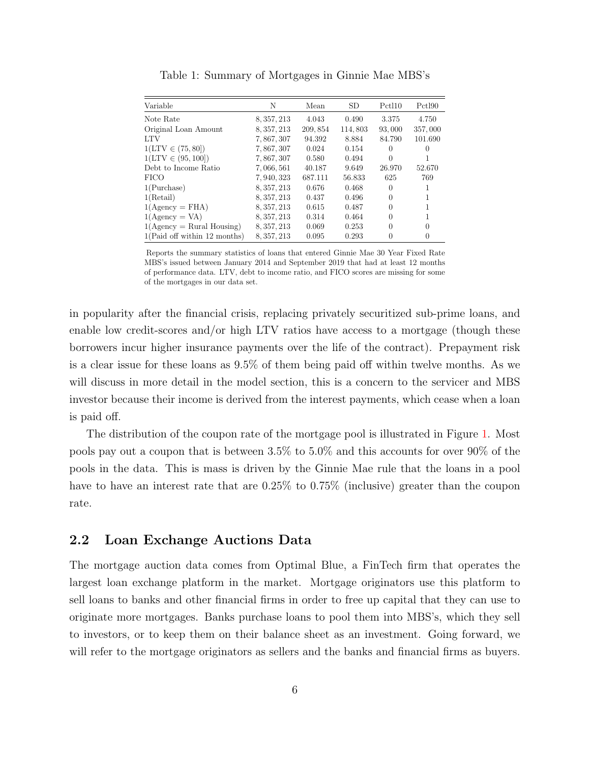Table 1: Summary of Mortgages in Ginnie Mae MBS's

| Variable | N | Mean | SD | Pctl10 | Pctl90 |
|---|---|---|---|---|---|
| Note Rate | 8,357,213 | 4.043 | 0.490 | 3.375 | 4.750 |
| Original Loan Amount | 8,357,213 | 209,854 | 114,803 | 93,000 | 357,000 |
| LTV | 7,867,307 | 94.392 | 8.884 | 84.790 | 101.690 |
| $1(\text{LTV} \in (75, 80])$ | 7,867,307 | 0.024 | 0.154 | 0 | 0 |
| $1(\text{LTV} \in (95, 100])$ | 7,867,307 | 0.580 | 0.494 | 0 | 1 |
| Debt to Income Ratio | 7,066,561 | 40.187 | 9.649 | 26.970 | 52.670 |
| FICO | 7,940,323 | 687.111 | 56.833 | 625 | 769 |
| 1(Purchase) | 8,357,213 | 0.676 | 0.468 | 0 | 1 |
| 1(Retail) | 8,357,213 | 0.437 | 0.496 | 0 | 1 |
| 1(Agency = FHA) | 8,357,213 | 0.615 | 0.487 | 0 | 1 |
| 1(Agency = VA) | 8,357,213 | 0.314 | 0.464 | 0 | 1 |
| 1(Agency = Rural Housing) | 8,357,213 | 0.069 | 0.253 | 0 | 0 |
| 1(Paid off within 12 months) | 8,357,213 | 0.095 | 0.293 | 0 | 0 |

Reports the summary statistics of loans that entered Ginnie Mae 30 Year Fixed Rate MBS's issued between January 2014 and September 2019 that had at least 12 months of performance data. LTV, debt to income ratio, and FICO scores are missing for some of the mortgages in our data set.

in popularity after the financial crisis, replacing privately securitized sub-prime loans, and enable low credit-scores and/or high LTV ratios have access to a mortgage (though these borrowers incur higher insurance payments over the life of the contract). Prepayment risk is a clear issue for these loans as 9.5% of them being paid off within twelve months. As we will discuss in more detail in the model section, this is a concern to the servicer and MBS investor because their income is derived from the interest payments, which cease when a loan is paid off.

The distribution of the coupon rate of the mortgage pool is illustrated in Figure 1. Most pools pay out a coupon that is between 3.5% to 5.0% and this accounts for over 90% of the pools in the data. This is mass is driven by the Ginnie Mae rule that the loans in a pool have to have an interest rate that are 0.25% to 0.75% (inclusive) greater than the coupon rate.

## 2.2 Loan Exchange Auctions Data

The mortgage auction data comes from Optimal Blue, a FinTech firm that operates the largest loan exchange platform in the market. Mortgage originators use this platform to sell loans to banks and other financial firms in order to free up capital that they can use to originate more mortgages. Banks purchase loans to pool them into MBS's, which they sell to investors, or to keep them on their balance sheet as an investment. Going forward, we will refer to the mortgage originators as sellers and the banks and financial firms as buyers.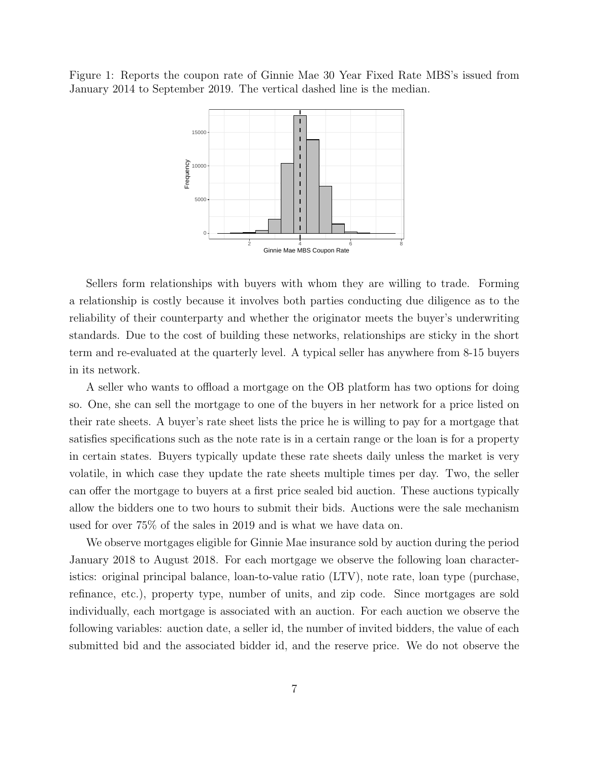Figure 1: Reports the coupon rate of Ginnie Mae 30 Year Fixed Rate MBS's issued from January 2014 to September 2019. The vertical dashed line is the median.

Sellers form relationships with buyers with whom they are willing to trade. Forming a relationship is costly because it involves both parties conducting due diligence as to the reliability of their counterparty and whether the originator meets the buyer's underwriting standards. Due to the cost of building these networks, relationships are sticky in the short term and re-evaluated at the quarterly level. A typical seller has anywhere from 8-15 buyers in its network.

A seller who wants to offload a mortgage on the OB platform has two options for doing so. One, she can sell the mortgage to one of the buyers in her network for a price listed on their rate sheets. A buyer's rate sheet lists the price he is willing to pay for a mortgage that satisfies specifications such as the note rate is in a certain range or the loan is for a property in certain states. Buyers typically update these rate sheets daily unless the market is very volatile, in which case they update the rate sheets multiple times per day. Two, the seller can offer the mortgage to buyers at a first price sealed bid auction. These auctions typically allow the bidders one to two hours to submit their bids. Auctions were the sale mechanism used for over 75% of the sales in 2019 and is what we have data on.

We observe mortgages eligible for Ginnie Mae insurance sold by auction during the period January 2018 to August 2018. For each mortgage we observe the following loan characteristics: original principal balance, loan-to-value ratio (LTV), note rate, loan type (purchase, refinance, etc.), property type, number of units, and zip code. Since mortgages are sold individually, each mortgage is associated with an auction. For each auction we observe the following variables: auction date, a seller id, the number of invited bidders, the value of each submitted bid and the associated bidder id, and the reserve price. We do not observe the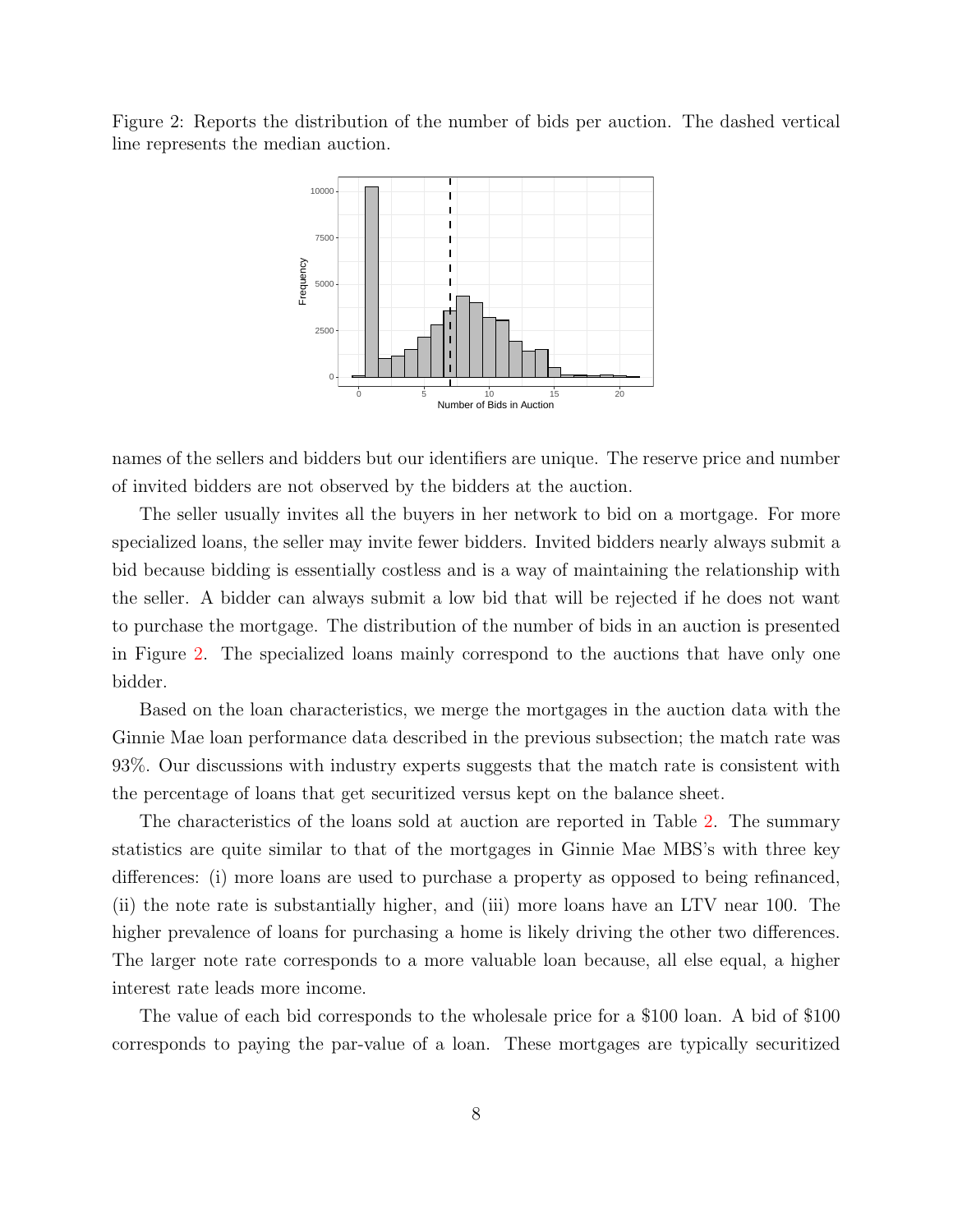Figure 2: Reports the distribution of the number of bids per auction. The dashed vertical line represents the median auction.

names of the sellers and bidders but our identifiers are unique. The reserve price and number of invited bidders are not observed by the bidders at the auction.

The seller usually invites all the buyers in her network to bid on a mortgage. For more specialized loans, the seller may invite fewer bidders. Invited bidders nearly always submit a bid because bidding is essentially costless and is a way of maintaining the relationship with the seller. A bidder can always submit a low bid that will be rejected if he does not want to purchase the mortgage. The distribution of the number of bids in an auction is presented in Figure 2. The specialized loans mainly correspond to the auctions that have only one bidder.

Based on the loan characteristics, we merge the mortgages in the auction data with the Ginnie Mae loan performance data described in the previous subsection; the match rate was 93%. Our discussions with industry experts suggests that the match rate is consistent with the percentage of loans that get securitized versus kept on the balance sheet.

The characteristics of the loans sold at auction are reported in Table 2. The summary statistics are quite similar to that of the mortgages in Ginnie Mae MBS's with three key differences: (i) more loans are used to purchase a property as opposed to being refinanced, (ii) the note rate is substantially higher, and (iii) more loans have an LTV near 100. The higher prevalence of loans for purchasing a home is likely driving the other two differences. The larger note rate corresponds to a more valuable loan because, all else equal, a higher interest rate leads more income.

The value of each bid corresponds to the wholesale price for a $100 loan. A bid of $100 corresponds to paying the par-value of a loan. These mortgages are typically securitized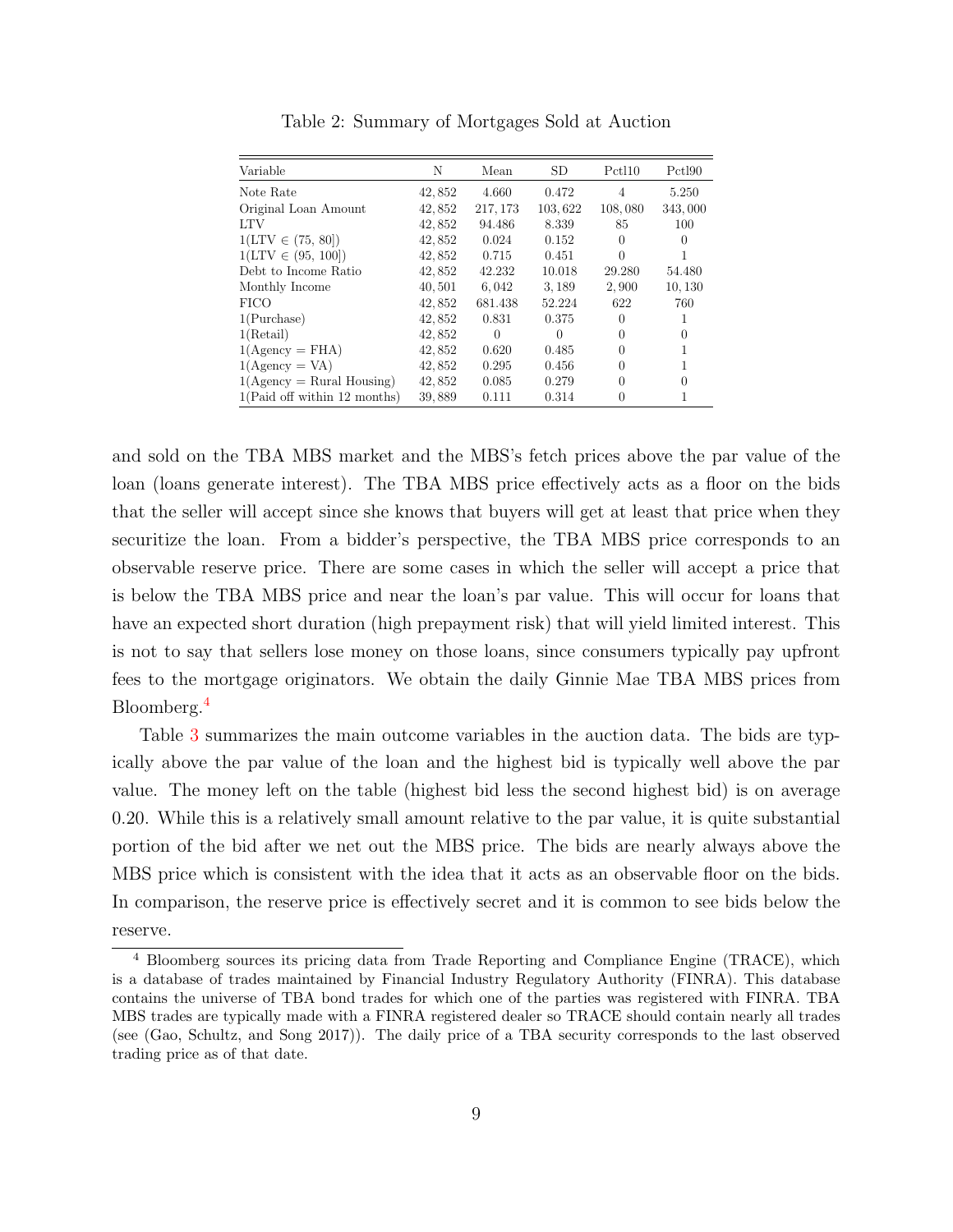Table 2: Summary of Mortgages Sold at Auction

| Variable | N | Mean | SD | Pctl10 | Pctl90 |
|---|---|---|---|---|---|
| Note Rate | 42,852 | 4.660 | 0.472 | 4 | 5.250 |
| Original Loan Amount | 42,852 | 217,173 | 103,622 | 108,080 | 343,000 |
| LTV | 42,852 | 94.486 | 8.339 | 85 | 100 |
| $1(\text{LTV} \in (75, 80])$ | 42,852 | 0.024 | 0.152 | 0 | 0 |
| $1(\text{LTV} \in (95, 100])$ | 42,852 | 0.715 | 0.451 | 0 | 1 |
| Debt to Income Ratio | 42,852 | 42.232 | 10.018 | 29.280 | 54.480 |
| Monthly Income | 40,501 | 6,042 | 3,189 | 2,900 | 10,130 |
| FICO | 42,852 | 681.438 | 52.224 | 622 | 760 |
| 1(Purchase) | 42,852 | 0.831 | 0.375 | 0 | 1 |
| 1(Retail) | 42,852 | 0 | 0 | 0 | 0 |
| 1(Agency = FHA) | 42,852 | 0.620 | 0.485 | 0 | 1 |
| 1(Agency = VA) | 42,852 | 0.295 | 0.456 | 0 | 1 |
| 1(Agency = Rural Housing) | 42,852 | 0.085 | 0.279 | 0 | 0 |
| 1(Paid off within 12 months) | 39,889 | 0.111 | 0.314 | 0 | 1 |

and sold on the TBA MBS market and the MBS's fetch prices above the par value of the loan (loans generate interest). The TBA MBS price effectively acts as a floor on the bids that the seller will accept since she knows that buyers will get at least that price when they securitize the loan. From a bidder's perspective, the TBA MBS price corresponds to an observable reserve price. There are some cases in which the seller will accept a price that is below the TBA MBS price and near the loan's par value. This will occur for loans that have an expected short duration (high prepayment risk) that will yield limited interest. This is not to say that sellers lose money on those loans, since consumers typically pay upfront fees to the mortgage originators. We obtain the daily Ginnie Mae TBA MBS prices from Bloomberg.[4]

Table 3 summarizes the main outcome variables in the auction data. The bids are typically above the par value of the loan and the highest bid is typically well above the par value. The money left on the table (highest bid less the second highest bid) is on average 0.20. While this is a relatively small amount relative to the par value, it is quite substantial portion of the bid after we net out the MBS price. The bids are nearly always above the MBS price which is consistent with the idea that it acts as an observable floor on the bids. In comparison, the reserve price is effectively secret and it is common to see bids below the reserve.

[4] Bloomberg sources its pricing data from Trade Reporting and Compliance Engine (TRACE), which is a database of trades maintained by Financial Industry Regulatory Authority (FINRA). This database contains the universe of TBA bond trades for which one of the parties was registered with FINRA. TBA MBS trades are typically made with a FINRA registered dealer so TRACE should contain nearly all trades (see (Gao, Schultz, and Song 2017)). The daily price of a TBA security corresponds to the last observed trading price as of that date.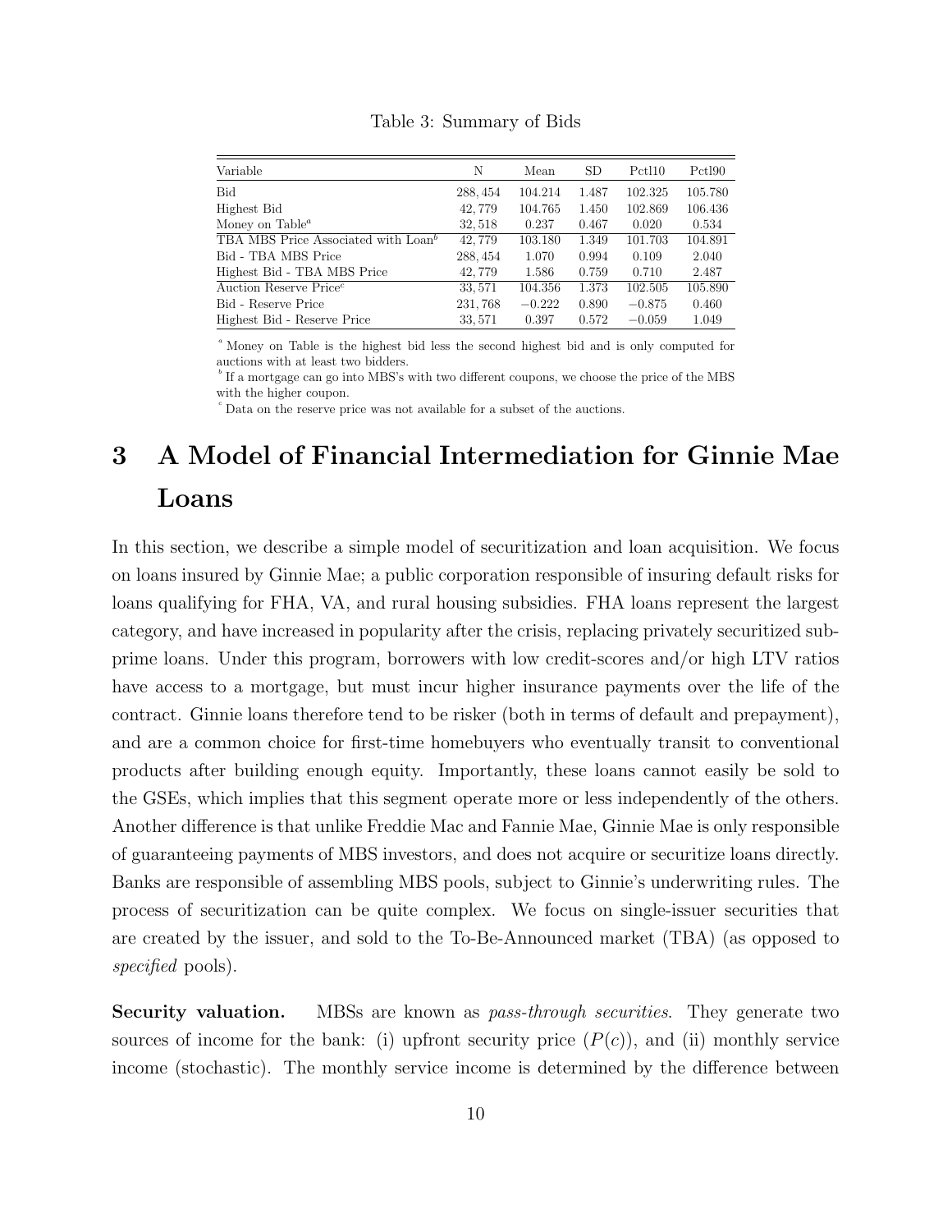Table 3: Summary of Bids

| Variable | N | Mean | SD | Pctl10 | Pctl90 |
|---|---|---|---|---|---|
| Bid | 288,454 | 104.214 | 1.487 | 102.325 | 105.780 |
| Highest Bid | 42,779 | 104.765 | 1.450 | 102.869 | 106.436 |
| Money on Table[a] | 32,518 | 0.237 | 0.467 | 0.020 | 0.534 |
| TBA MBS Price Associated with Loan[b] | 42,779 | 103.180 | 1.349 | 101.703 | 104.891 |
| Bid - TBA MBS Price | 288,454 | 1.070 | 0.994 | 0.109 | 2.040 |
| Highest Bid - TBA MBS Price | 42,779 | 1.586 | 0.759 | 0.710 | 2.487 |
| Auction Reserve Price[c] | 33,571 | 104.356 | 1.373 | 102.505 | 105.890 |
| Bid - Reserve Price | 231,768 | −0.222 | 0.890 | −0.875 | 0.460 |
| Highest Bid - Reserve Price | 33,571 | 0.397 | 0.572 | −0.059 | 1.049 |

[a] Money on Table is the highest bid less the second highest bid and is only computed for auctions with at least two bidders.
[b] If a mortgage can go into MBS's with two different coupons, we choose the price of the MBS with the higher coupon.
[c] Data on the reserve price was not available for a subset of the auctions.

# 3 A Model of Financial Intermediation for Ginnie Mae Loans

In this section, we describe a simple model of securitization and loan acquisition. We focus on loans insured by Ginnie Mae; a public corporation responsible of insuring default risks for loans qualifying for FHA, VA, and rural housing subsidies. FHA loans represent the largest category, and have increased in popularity after the crisis, replacing privately securitized subprime loans. Under this program, borrowers with low credit-scores and/or high LTV ratios have access to a mortgage, but must incur higher insurance payments over the life of the contract. Ginnie loans therefore tend to be risker (both in terms of default and prepayment), and are a common choice for first-time homebuyers who eventually transit to conventional products after building enough equity. Importantly, these loans cannot easily be sold to the GSEs, which implies that this segment operate more or less independently of the others. Another difference is that unlike Freddie Mac and Fannie Mae, Ginnie Mae is only responsible of guaranteeing payments of MBS investors, and does not acquire or securitize loans directly. Banks are responsible of assembling MBS pools, subject to Ginnie's underwriting rules. The process of securitization can be quite complex. We focus on single-issuer securities that are created by the issuer, and sold to the To-Be-Announced market (TBA) (as opposed to *specified* pools).

**Security valuation.** MBSs are known as *pass-through securities*. They generate two sources of income for the bank: (i) upfront security price ($P(c)$), and (ii) monthly service income (stochastic). The monthly service income is determined by the difference between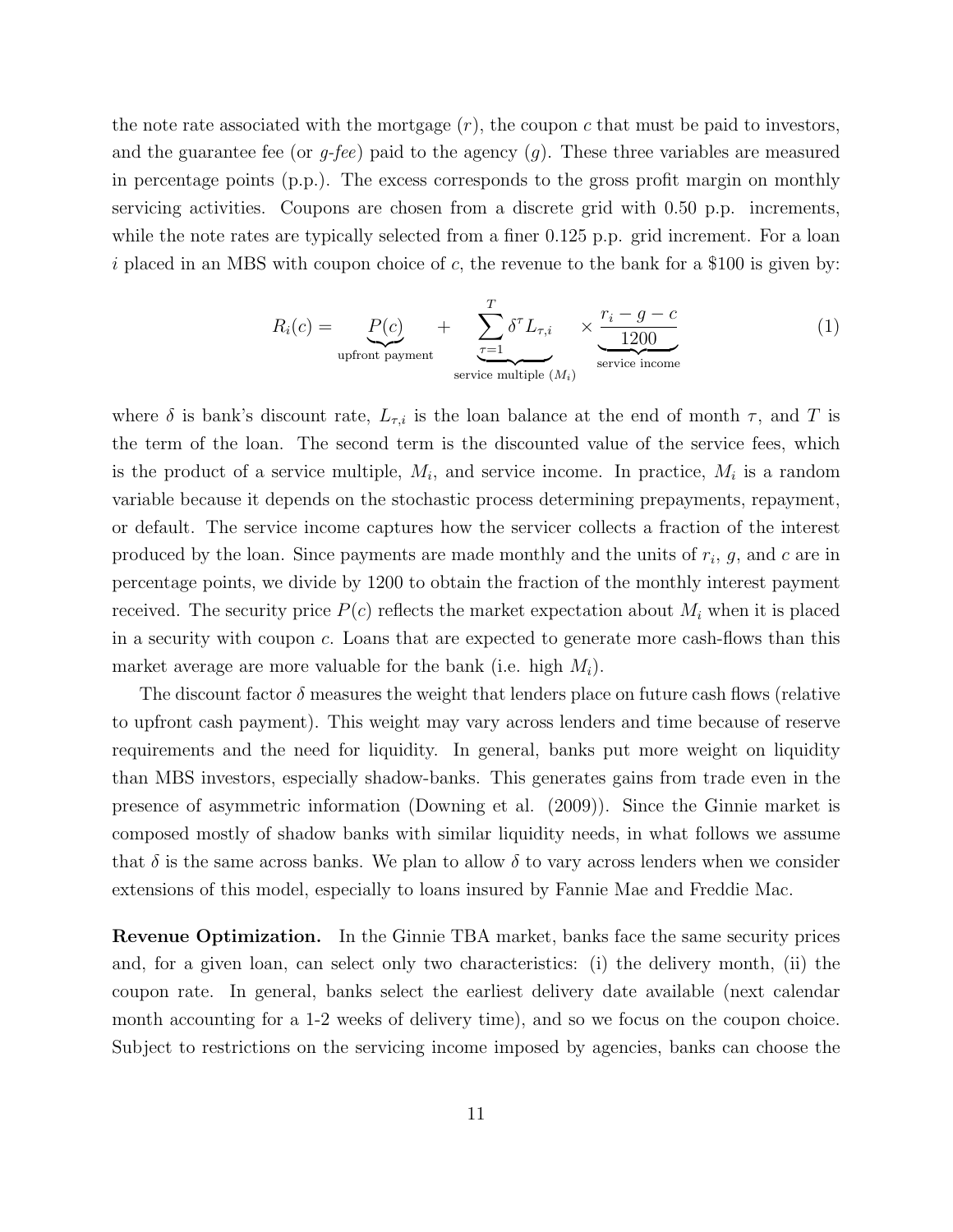the note rate associated with the mortgage ($r$), the coupon $c$ that must be paid to investors, and the guarantee fee (or *g-fee*) paid to the agency ($g$). These three variables are measured in percentage points (p.p.). The excess corresponds to the gross profit margin on monthly servicing activities. Coupons are chosen from a discrete grid with 0.50 p.p. increments, while the note rates are typically selected from a finer 0.125 p.p. grid increment. For a loan $i$ placed in an MBS with coupon choice of $c$, the revenue to the bank for a \$100 is given by:

$$R_i(c) = \underbrace{P(c)}_{\text{upfront payment}} + \underbrace{\sum_{\tau=1}^{T} \delta^{\tau} L_{\tau,i}}_{\text{service multiple } (M_i)} \times \underbrace{\frac{r_i - g - c}{1200}}_{\text{service income}} \tag{1}$$

where $\delta$ is bank's discount rate, $L_{\tau,i}$ is the loan balance at the end of month $\tau$, and $T$ is the term of the loan. The second term is the discounted value of the service fees, which is the product of a service multiple, $M_i$, and service income. In practice, $M_i$ is a random variable because it depends on the stochastic process determining prepayments, repayment, or default. The service income captures how the servicer collects a fraction of the interest produced by the loan. Since payments are made monthly and the units of $r_i$, $g$, and $c$ are in percentage points, we divide by 1200 to obtain the fraction of the monthly interest payment received. The security price $P(c)$ reflects the market expectation about $M_i$ when it is placed in a security with coupon $c$. Loans that are expected to generate more cash-flows than this market average are more valuable for the bank (i.e. high $M_i$).

The discount factor $\delta$ measures the weight that lenders place on future cash flows (relative to upfront cash payment). This weight may vary across lenders and time because of reserve requirements and the need for liquidity. In general, banks put more weight on liquidity than MBS investors, especially shadow-banks. This generates gains from trade even in the presence of asymmetric information (Downing et al. (2009)). Since the Ginnie market is composed mostly of shadow banks with similar liquidity needs, in what follows we assume that $\delta$ is the same across banks. We plan to allow $\delta$ to vary across lenders when we consider extensions of this model, especially to loans insured by Fannie Mae and Freddie Mac.

**Revenue Optimization.** In the Ginnie TBA market, banks face the same security prices and, for a given loan, can select only two characteristics: (i) the delivery month, (ii) the coupon rate. In general, banks select the earliest delivery date available (next calendar month accounting for a 1-2 weeks of delivery time), and so we focus on the coupon choice. Subject to restrictions on the servicing income imposed by agencies, banks can choose the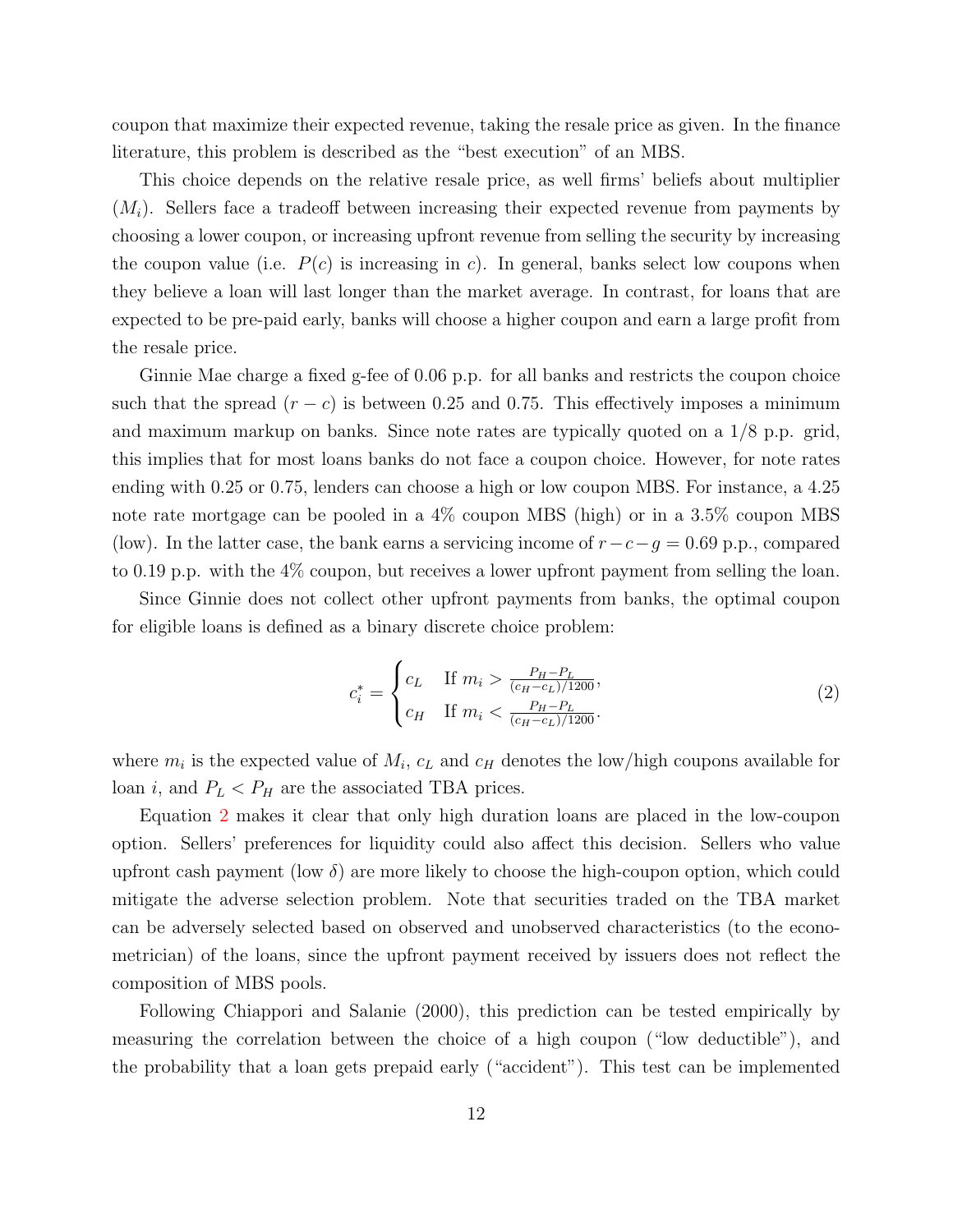coupon that maximize their expected revenue, taking the resale price as given. In the finance literature, this problem is described as the "best execution" of an MBS.

This choice depends on the relative resale price, as well firms' beliefs about multiplier ($M_i$). Sellers face a tradeoff between increasing their expected revenue from payments by choosing a lower coupon, or increasing upfront revenue from selling the security by increasing the coupon value (i.e. $P(c)$ is increasing in $c$). In general, banks select low coupons when they believe a loan will last longer than the market average. In contrast, for loans that are expected to be pre-paid early, banks will choose a higher coupon and earn a large profit from the resale price.

Ginnie Mae charge a fixed g-fee of 0.06 p.p. for all banks and restricts the coupon choice such that the spread $(r - c)$ is between 0.25 and 0.75. This effectively imposes a minimum and maximum markup on banks. Since note rates are typically quoted on a 1/8 p.p. grid, this implies that for most loans banks do not face a coupon choice. However, for note rates ending with 0.25 or 0.75, lenders can choose a high or low coupon MBS. For instance, a 4.25 note rate mortgage can be pooled in a 4% coupon MBS (high) or in a 3.5% coupon MBS (low). In the latter case, the bank earns a servicing income of $r - c - g = 0.69$ p.p., compared to 0.19 p.p. with the 4% coupon, but receives a lower upfront payment from selling the loan.

Since Ginnie does not collect other upfront payments from banks, the optimal coupon for eligible loans is defined as a binary discrete choice problem:

$$c_i^* = \begin{cases} c_L & \text{If } m_i > \frac{P_H - P_L}{(c_H - c_L)/1200}, \\ c_H & \text{If } m_i < \frac{P_H - P_L}{(c_H - c_L)/1200}. \end{cases} \tag{2}$$

where $m_i$ is the expected value of $M_i$, $c_L$ and $c_H$ denotes the low/high coupons available for loan $i$, and $P_L < P_H$ are the associated TBA prices.

Equation 2 makes it clear that only high duration loans are placed in the low-coupon option. Sellers' preferences for liquidity could also affect this decision. Sellers who value upfront cash payment (low $\delta$) are more likely to choose the high-coupon option, which could mitigate the adverse selection problem. Note that securities traded on the TBA market can be adversely selected based on observed and unobserved characteristics (to the econometrician) of the loans, since the upfront payment received by issuers does not reflect the composition of MBS pools.

Following Chiappori and Salanie (2000), this prediction can be tested empirically by measuring the correlation between the choice of a high coupon ("low deductible"), and the probability that a loan gets prepaid early ("accident"). This test can be implemented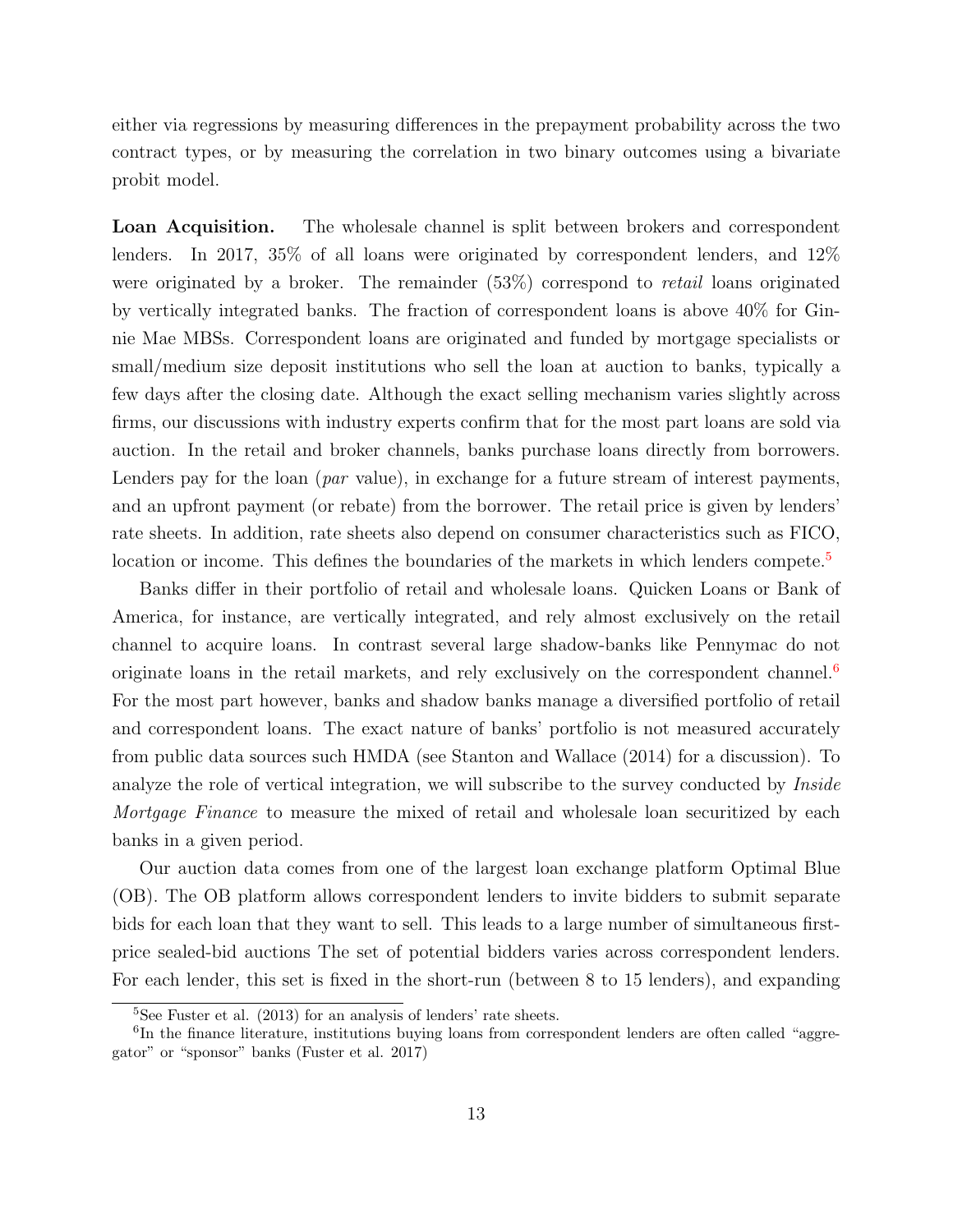either via regressions by measuring differences in the prepayment probability across the two contract types, or by measuring the correlation in two binary outcomes using a bivariate probit model.

**Loan Acquisition.** The wholesale channel is split between brokers and correspondent lenders. In 2017, 35% of all loans were originated by correspondent lenders, and 12% were originated by a broker. The remainder (53%) correspond to *retail* loans originated by vertically integrated banks. The fraction of correspondent loans is above 40% for Ginnie Mae MBSs. Correspondent loans are originated and funded by mortgage specialists or small/medium size deposit institutions who sell the loan at auction to banks, typically a few days after the closing date. Although the exact selling mechanism varies slightly across firms, our discussions with industry experts confirm that for the most part loans are sold via auction. In the retail and broker channels, banks purchase loans directly from borrowers. Lenders pay for the loan (*par* value), in exchange for a future stream of interest payments, and an upfront payment (or rebate) from the borrower. The retail price is given by lenders' rate sheets. In addition, rate sheets also depend on consumer characteristics such as FICO, location or income. This defines the boundaries of the markets in which lenders compete.[5]

Banks differ in their portfolio of retail and wholesale loans. Quicken Loans or Bank of America, for instance, are vertically integrated, and rely almost exclusively on the retail channel to acquire loans. In contrast several large shadow-banks like Pennymac do not originate loans in the retail markets, and rely exclusively on the correspondent channel.[6] For the most part however, banks and shadow banks manage a diversified portfolio of retail and correspondent loans. The exact nature of banks' portfolio is not measured accurately from public data sources such HMDA (see Stanton and Wallace (2014) for a discussion). To analyze the role of vertical integration, we will subscribe to the survey conducted by *Inside Mortgage Finance* to measure the mixed of retail and wholesale loan securitized by each banks in a given period.

Our auction data comes from one of the largest loan exchange platform Optimal Blue (OB). The OB platform allows correspondent lenders to invite bidders to submit separate bids for each loan that they want to sell. This leads to a large number of simultaneous first-price sealed-bid auctions The set of potential bidders varies across correspondent lenders. For each lender, this set is fixed in the short-run (between 8 to 15 lenders), and expanding

[5] See Fuster et al. (2013) for an analysis of lenders' rate sheets.

[6] In the finance literature, institutions buying loans from correspondent lenders are often called "aggregator" or "sponsor" banks (Fuster et al. 2017)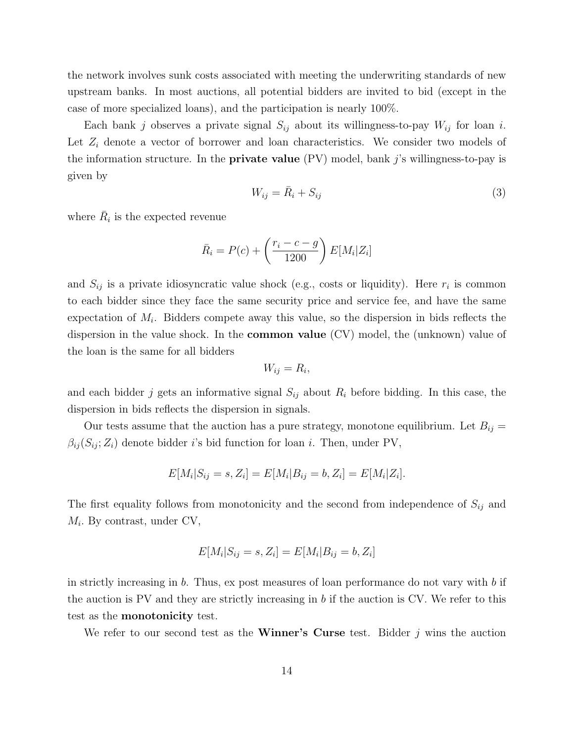the network involves sunk costs associated with meeting the underwriting standards of new upstream banks. In most auctions, all potential bidders are invited to bid (except in the case of more specialized loans), and the participation is nearly 100%.

Each bank $j$ observes a private signal $S_{ij}$ about its willingness-to-pay $W_{ij}$ for loan $i$. Let $Z_i$ denote a vector of borrower and loan characteristics. We consider two models of the information structure. In the **private value** (PV) model, bank $j$'s willingness-to-pay is given by

$$W_{ij} = \bar{R}_i + S_{ij} \tag{3}$$

where $\bar{R}_i$ is the expected revenue

$$\bar{R}_i = P(c) + \left(\frac{r_i - c - g}{1200}\right) E[M_i|Z_i]$$

and $S_{ij}$ is a private idiosyncratic value shock (e.g., costs or liquidity). Here $r_i$ is common to each bidder since they face the same security price and service fee, and have the same expectation of $M_i$. Bidders compete away this value, so the dispersion in bids reflects the dispersion in the value shock. In the **common value** (CV) model, the (unknown) value of the loan is the same for all bidders

$$W_{ij} = R_i,$$

and each bidder $j$ gets an informative signal $S_{ij}$ about $R_i$ before bidding. In this case, the dispersion in bids reflects the dispersion in signals.

Our tests assume that the auction has a pure strategy, monotone equilibrium. Let $B_{ij} = \beta_{ij}(S_{ij}; Z_i)$ denote bidder $i$'s bid function for loan $i$. Then, under PV,

$$E[M_i|S_{ij} = s, Z_i] = E[M_i|B_{ij} = b, Z_i] = E[M_i|Z_i].$$

The first equality follows from monotonicity and the second from independence of $S_{ij}$ and $M_i$. By contrast, under CV,

$$E[M_i|S_{ij} = s, Z_i] = E[M_i|B_{ij} = b, Z_i]$$

in strictly increasing in $b$. Thus, ex post measures of loan performance do not vary with $b$ if the auction is PV and they are strictly increasing in $b$ if the auction is CV. We refer to this test as the **monotonicity** test.

We refer to our second test as the **Winner's Curse** test. Bidder $j$ wins the auction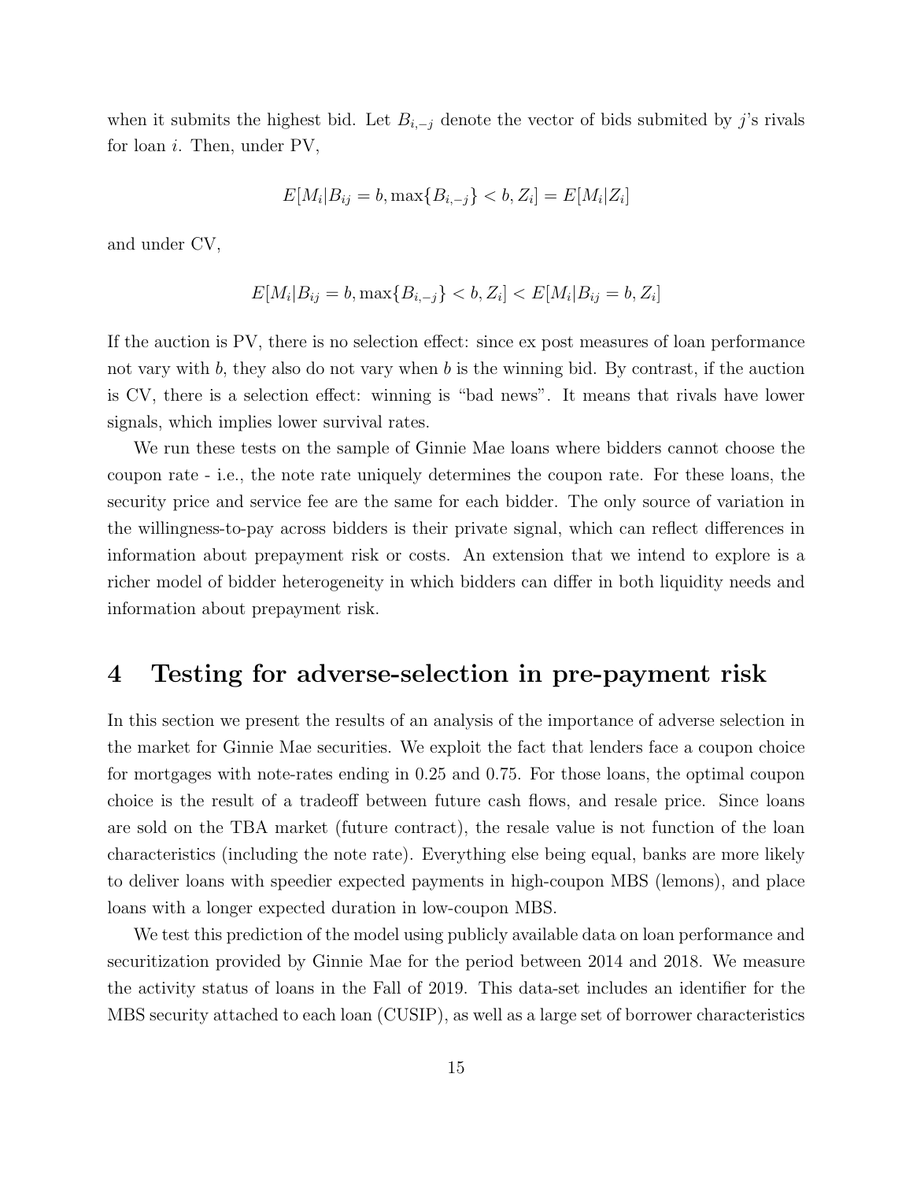when it submits the highest bid. Let $B_{i,-j}$ denote the vector of bids submited by $j$'s rivals for loan $i$. Then, under PV,

$$E[M_i|B_{ij} = b, \max\{B_{i,-j}\} < b, Z_i] = E[M_i|Z_i]$$

and under CV,

$$E[M_i|B_{ij} = b, \max\{B_{i,-j}\} < b, Z_i] < E[M_i|B_{ij} = b, Z_i]$$

If the auction is PV, there is no selection effect: since ex post measures of loan performance not vary with $b$, they also do not vary when $b$ is the winning bid. By contrast, if the auction is CV, there is a selection effect: winning is "bad news". It means that rivals have lower signals, which implies lower survival rates.

We run these tests on the sample of Ginnie Mae loans where bidders cannot choose the coupon rate - i.e., the note rate uniquely determines the coupon rate. For these loans, the security price and service fee are the same for each bidder. The only source of variation in the willingness-to-pay across bidders is their private signal, which can reflect differences in information about prepayment risk or costs. An extension that we intend to explore is a richer model of bidder heterogeneity in which bidders can differ in both liquidity needs and information about prepayment risk.

# 4 Testing for adverse-selection in pre-payment risk

In this section we present the results of an analysis of the importance of adverse selection in the market for Ginnie Mae securities. We exploit the fact that lenders face a coupon choice for mortgages with note-rates ending in 0.25 and 0.75. For those loans, the optimal coupon choice is the result of a tradeoff between future cash flows, and resale price. Since loans are sold on the TBA market (future contract), the resale value is not function of the loan characteristics (including the note rate). Everything else being equal, banks are more likely to deliver loans with speedier expected payments in high-coupon MBS (lemons), and place loans with a longer expected duration in low-coupon MBS.

We test this prediction of the model using publicly available data on loan performance and securitization provided by Ginnie Mae for the period between 2014 and 2018. We measure the activity status of loans in the Fall of 2019. This data-set includes an identifier for the MBS security attached to each loan (CUSIP), as well as a large set of borrower characteristics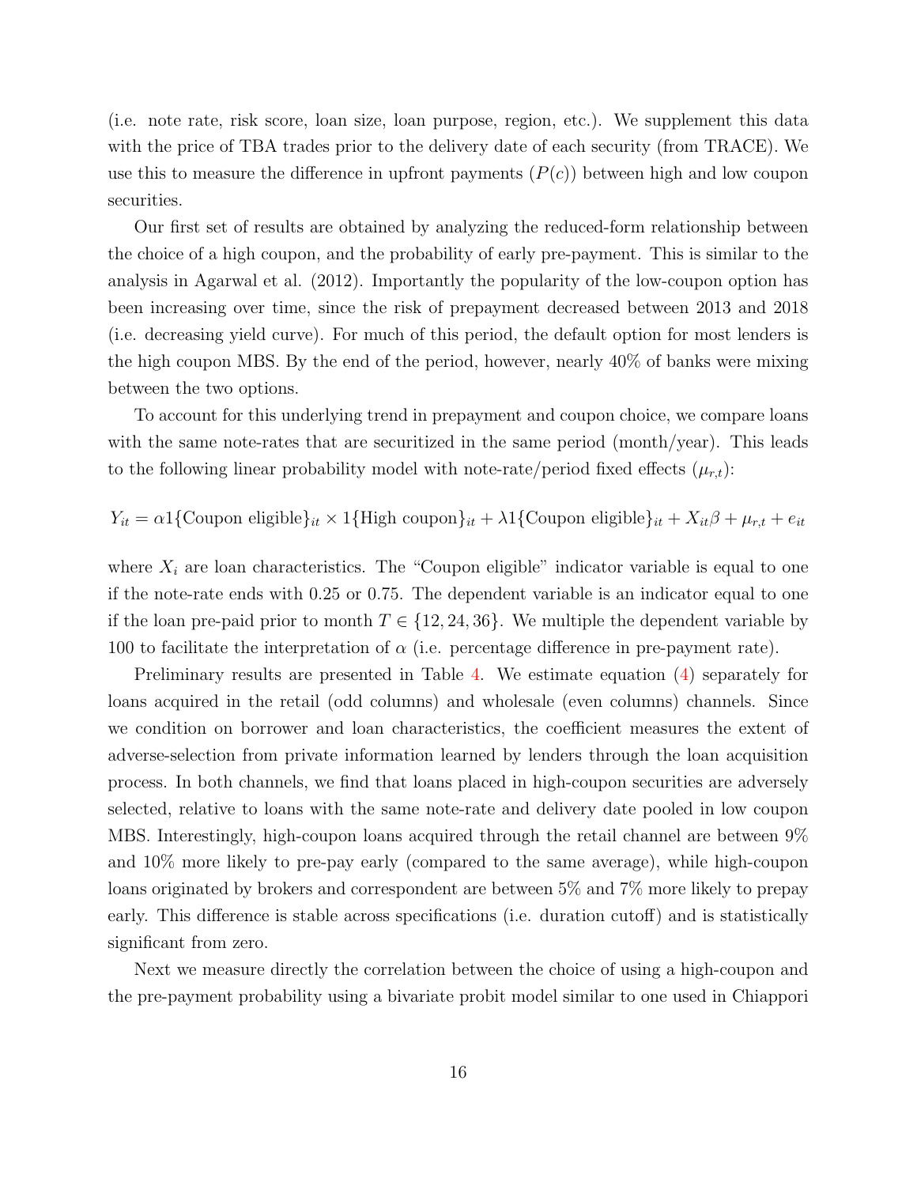(i.e. note rate, risk score, loan size, loan purpose, region, etc.). We supplement this data with the price of TBA trades prior to the delivery date of each security (from TRACE). We use this to measure the difference in upfront payments ($P(c)$) between high and low coupon securities.

Our first set of results are obtained by analyzing the reduced-form relationship between the choice of a high coupon, and the probability of early pre-payment. This is similar to the analysis in Agarwal et al. (2012). Importantly the popularity of the low-coupon option has been increasing over time, since the risk of prepayment decreased between 2013 and 2018 (i.e. decreasing yield curve). For much of this period, the default option for most lenders is the high coupon MBS. By the end of the period, however, nearly 40% of banks were mixing between the two options.

To account for this underlying trend in prepayment and coupon choice, we compare loans with the same note-rates that are securitized in the same period (month/year). This leads to the following linear probability model with note-rate/period fixed effects ($\mu_{r,t}$):

$$Y_{it} = \alpha 1\{\text{Coupon eligible}\}_{it} \times 1\{\text{High coupon}\}_{it} + \lambda 1\{\text{Coupon eligible}\}_{it} + X_{it}\beta + \mu_{r,t} + e_{it}$$

where $X_i$ are loan characteristics. The "Coupon eligible" indicator variable is equal to one if the note-rate ends with 0.25 or 0.75. The dependent variable is an indicator equal to one if the loan pre-paid prior to month $T \in \{12, 24, 36\}$. We multiple the dependent variable by 100 to facilitate the interpretation of $\alpha$ (i.e. percentage difference in pre-payment rate).

Preliminary results are presented in Table 4. We estimate equation (4) separately for loans acquired in the retail (odd columns) and wholesale (even columns) channels. Since we condition on borrower and loan characteristics, the coefficient measures the extent of adverse-selection from private information learned by lenders through the loan acquisition process. In both channels, we find that loans placed in high-coupon securities are adversely selected, relative to loans with the same note-rate and delivery date pooled in low coupon MBS. Interestingly, high-coupon loans acquired through the retail channel are between 9% and 10% more likely to pre-pay early (compared to the same average), while high-coupon loans originated by brokers and correspondent are between 5% and 7% more likely to prepay early. This difference is stable across specifications (i.e. duration cutoff) and is statistically significant from zero.

Next we measure directly the correlation between the choice of using a high-coupon and the pre-payment probability using a bivariate probit model similar to one used in Chiappori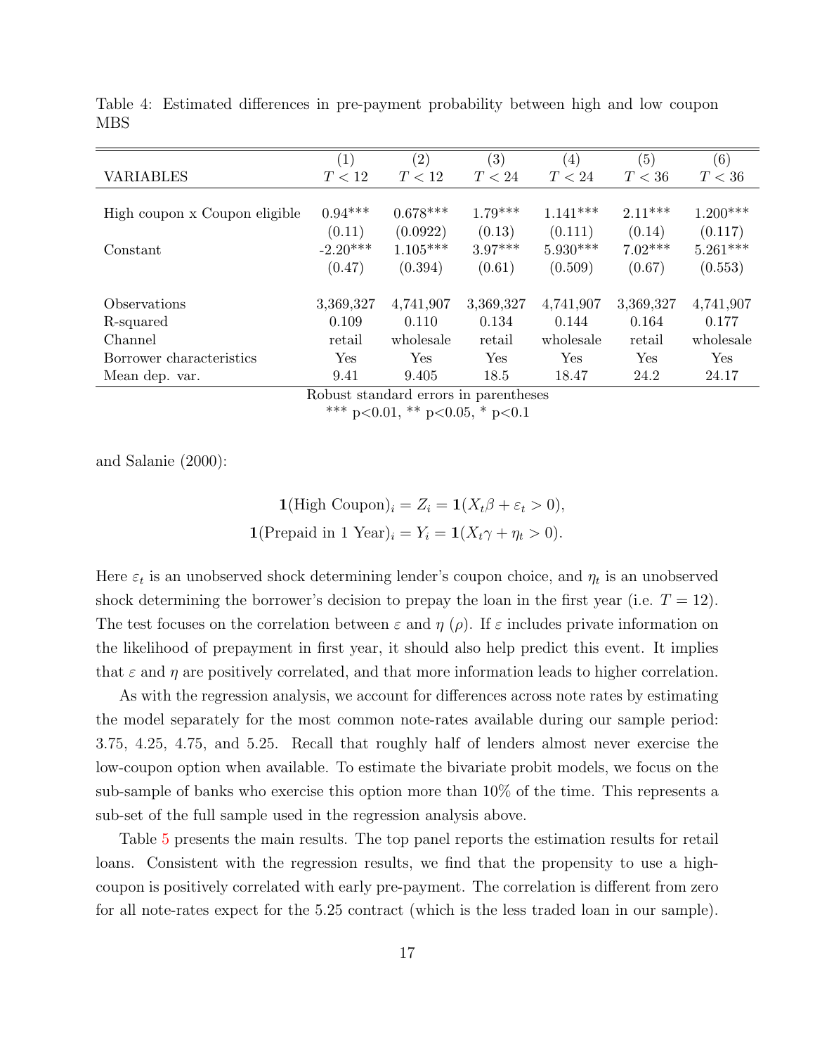Table 4: Estimated differences in pre-payment probability between high and low coupon MBS

| | (1) | (2) | (3) | (4) | (5) | (6) |
|---|---|---|---|---|---|---|
| VARIABLES | $T < 12$ | $T < 12$ | $T < 24$ | $T < 24$ | $T < 36$ | $T < 36$ |
| | | | | | | |
| High coupon x Coupon eligible | 0.94*** | 0.678*** | 1.79*** | 1.141*** | 2.11*** | 1.200*** |
| | (0.11) | (0.0922) | (0.13) | (0.111) | (0.14) | (0.117) |
| Constant | -2.20*** | 1.105*** | 3.97*** | 5.930*** | 7.02*** | 5.261*** |
| | (0.47) | (0.394) | (0.61) | (0.509) | (0.67) | (0.553) |
| | | | | | | |
| Observations | 3,369,327 | 4,741,907 | 3,369,327 | 4,741,907 | 3,369,327 | 4,741,907 |
| R-squared | 0.109 | 0.110 | 0.134 | 0.144 | 0.164 | 0.177 |
| Channel | retail | wholesale | retail | wholesale | retail | wholesale |
| Borrower characteristics | Yes | Yes | Yes | Yes | Yes | Yes |
| Mean dep. var. | 9.41 | 9.405 | 18.5 | 18.47 | 24.2 | 24.17 |

Robust standard errors in parentheses
*** p<0.01, ** p<0.05, * p<0.1

and Salanie (2000):

$$\mathbf{1}(\text{High Coupon})_i = Z_i = \mathbf{1}(X_t\beta + \varepsilon_t > 0),$$
$$\mathbf{1}(\text{Prepaid in 1 Year})_i = Y_i = \mathbf{1}(X_t\gamma + \eta_t > 0).$$

Here $\varepsilon_t$ is an unobserved shock determining lender's coupon choice, and $\eta_t$ is an unobserved shock determining the borrower's decision to prepay the loan in the first year (i.e. $T = 12$). The test focuses on the correlation between $\varepsilon$ and $\eta$ ($\rho$). If $\varepsilon$ includes private information on the likelihood of prepayment in first year, it should also help predict this event. It implies that $\varepsilon$ and $\eta$ are positively correlated, and that more information leads to higher correlation.

As with the regression analysis, we account for differences across note rates by estimating the model separately for the most common note-rates available during our sample period: 3.75, 4.25, 4.75, and 5.25. Recall that roughly half of lenders almost never exercise the low-coupon option when available. To estimate the bivariate probit models, we focus on the sub-sample of banks who exercise this option more than 10% of the time. This represents a sub-set of the full sample used in the regression analysis above.

Table 5 presents the main results. The top panel reports the estimation results for retail loans. Consistent with the regression results, we find that the propensity to use a high-coupon is positively correlated with early pre-payment. The correlation is different from zero for all note-rates expect for the 5.25 contract (which is the less traded loan in our sample).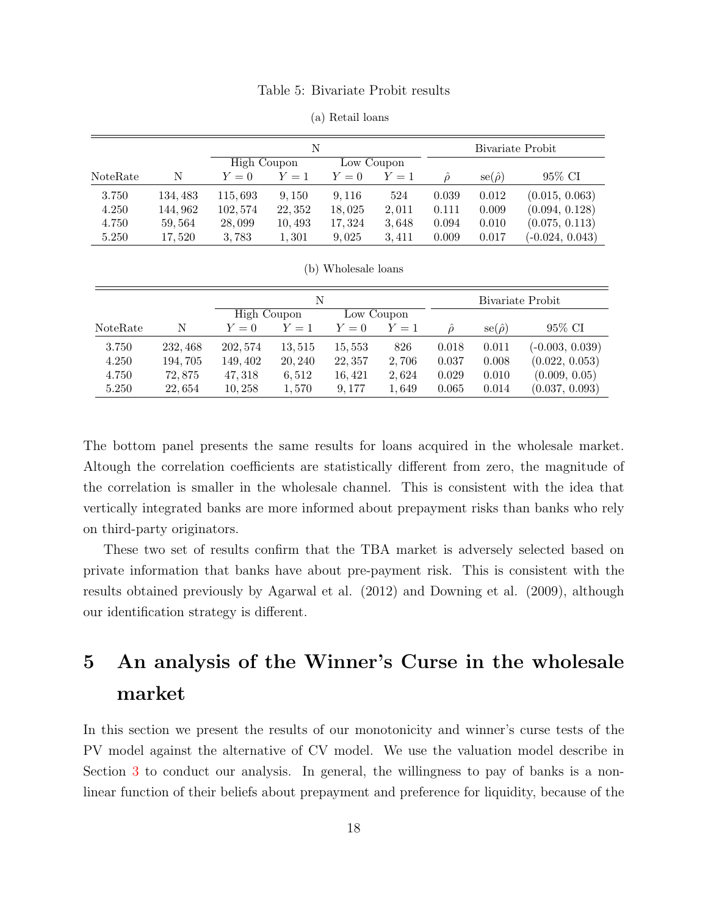Table 5: Bivariate Probit results

(a) Retail loans

| | | N | | | | Bivariate Probit | | |
|---|---|---|---|---|---|---|---|---|
| | | High Coupon | | Low Coupon | | | | |
| NoteRate | N | $Y=0$ | $Y=1$ | $Y=0$ | $Y=1$ | $\hat{\rho}$ | se($\hat{\rho}$) | 95% CI |
| 3.750 | 134,483 | 115,693 | 9,150 | 9,116 | 524 | 0.039 | 0.012 | (0.015, 0.063) |
| 4.250 | 144,962 | 102,574 | 22,352 | 18,025 | 2,011 | 0.111 | 0.009 | (0.094, 0.128) |
| 4.750 | 59,564 | 28,099 | 10,493 | 17,324 | 3,648 | 0.094 | 0.010 | (0.075, 0.113) |
| 5.250 | 17,520 | 3,783 | 1,301 | 9,025 | 3,411 | 0.009 | 0.017 | (-0.024, 0.043) |

(b) Wholesale loans

| | | N | | | | Bivariate Probit | | |
|---|---|---|---|---|---|---|---|---|
| | | High Coupon | | Low Coupon | | | | |
| NoteRate | N | $Y=0$ | $Y=1$ | $Y=0$ | $Y=1$ | $\hat{\rho}$ | se($\hat{\rho}$) | 95% CI |
| 3.750 | 232,468 | 202,574 | 13,515 | 15,553 | 826 | 0.018 | 0.011 | (-0.003, 0.039) |
| 4.250 | 194,705 | 149,402 | 20,240 | 22,357 | 2,706 | 0.037 | 0.008 | (0.022, 0.053) |
| 4.750 | 72,875 | 47,318 | 6,512 | 16,421 | 2,624 | 0.029 | 0.010 | (0.009, 0.05) |
| 5.250 | 22,654 | 10,258 | 1,570 | 9,177 | 1,649 | 0.065 | 0.014 | (0.037, 0.093) |

The bottom panel presents the same results for loans acquired in the wholesale market. Altough the correlation coefficients are statistically different from zero, the magnitude of the correlation is smaller in the wholesale channel. This is consistent with the idea that vertically integrated banks are more informed about prepayment risks than banks who rely on third-party originators.

These two set of results confirm that the TBA market is adversely selected based on private information that banks have about pre-payment risk. This is consistent with the results obtained previously by Agarwal et al. (2012) and Downing et al. (2009), although our identification strategy is different.

# 5 An analysis of the Winner's Curse in the wholesale market

In this section we present the results of our monotonicity and winner's curse tests of the PV model against the alternative of CV model. We use the valuation model describe in Section 3 to conduct our analysis. In general, the willingness to pay of banks is a non-linear function of their beliefs about prepayment and preference for liquidity, because of the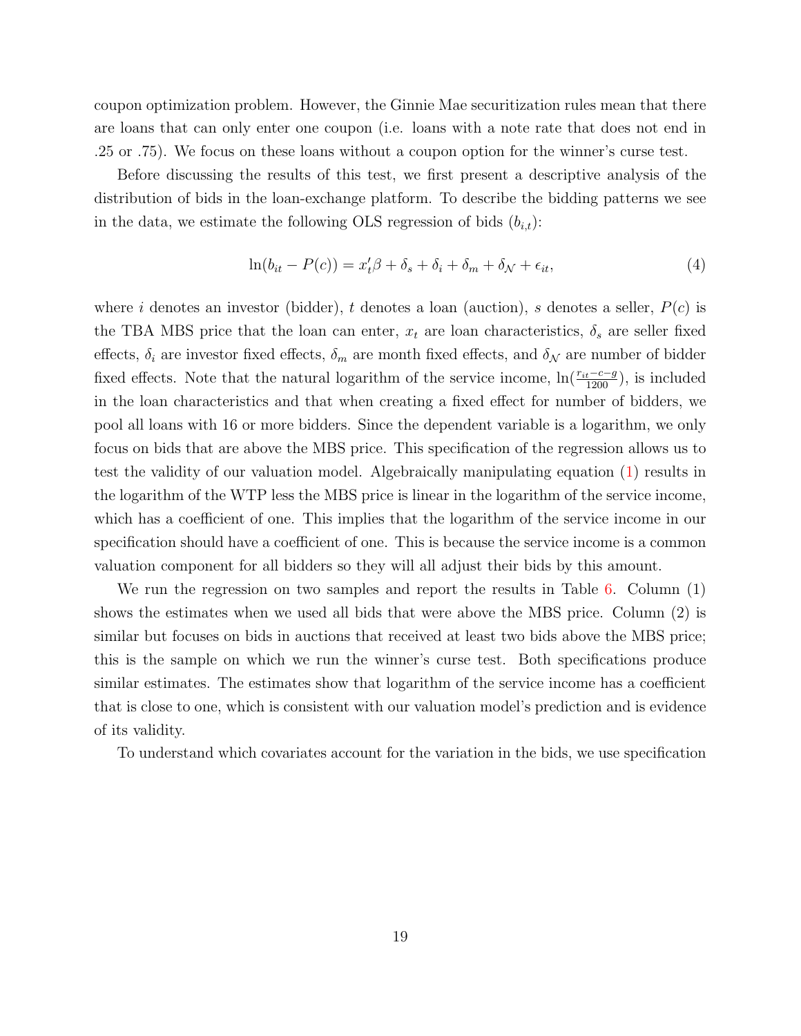coupon optimization problem. However, the Ginnie Mae securitization rules mean that there are loans that can only enter one coupon (i.e. loans with a note rate that does not end in .25 or .75). We focus on these loans without a coupon option for the winner's curse test.

Before discussing the results of this test, we first present a descriptive analysis of the distribution of bids in the loan-exchange platform. To describe the bidding patterns we see in the data, we estimate the following OLS regression of bids ($b_{i,t}$):

$$\ln(b_{it} - P(c)) = x_t'\beta + \delta_s + \delta_i + \delta_m + \delta_{\mathcal{N}} + \epsilon_{it}, \tag{4}$$

where $i$ denotes an investor (bidder), $t$ denotes a loan (auction), $s$ denotes a seller, $P(c)$ is the TBA MBS price that the loan can enter, $x_t$ are loan characteristics, $\delta_s$ are seller fixed effects, $\delta_i$ are investor fixed effects, $\delta_m$ are month fixed effects, and $\delta_{\mathcal{N}}$ are number of bidder fixed effects. Note that the natural logarithm of the service income, $\ln(\frac{r_{it}-c-g}{1200})$, is included in the loan characteristics and that when creating a fixed effect for number of bidders, we pool all loans with 16 or more bidders. Since the dependent variable is a logarithm, we only focus on bids that are above the MBS price. This specification of the regression allows us to test the validity of our valuation model. Algebraically manipulating equation (1) results in the logarithm of the WTP less the MBS price is linear in the logarithm of the service income, which has a coefficient of one. This implies that the logarithm of the service income in our specification should have a coefficient of one. This is because the service income is a common valuation component for all bidders so they will all adjust their bids by this amount.

We run the regression on two samples and report the results in Table 6. Column (1) shows the estimates when we used all bids that were above the MBS price. Column (2) is similar but focuses on bids in auctions that received at least two bids above the MBS price; this is the sample on which we run the winner's curse test. Both specifications produce similar estimates. The estimates show that logarithm of the service income has a coefficient that is close to one, which is consistent with our valuation model's prediction and is evidence of its validity.

To understand which covariates account for the variation in the bids, we use specification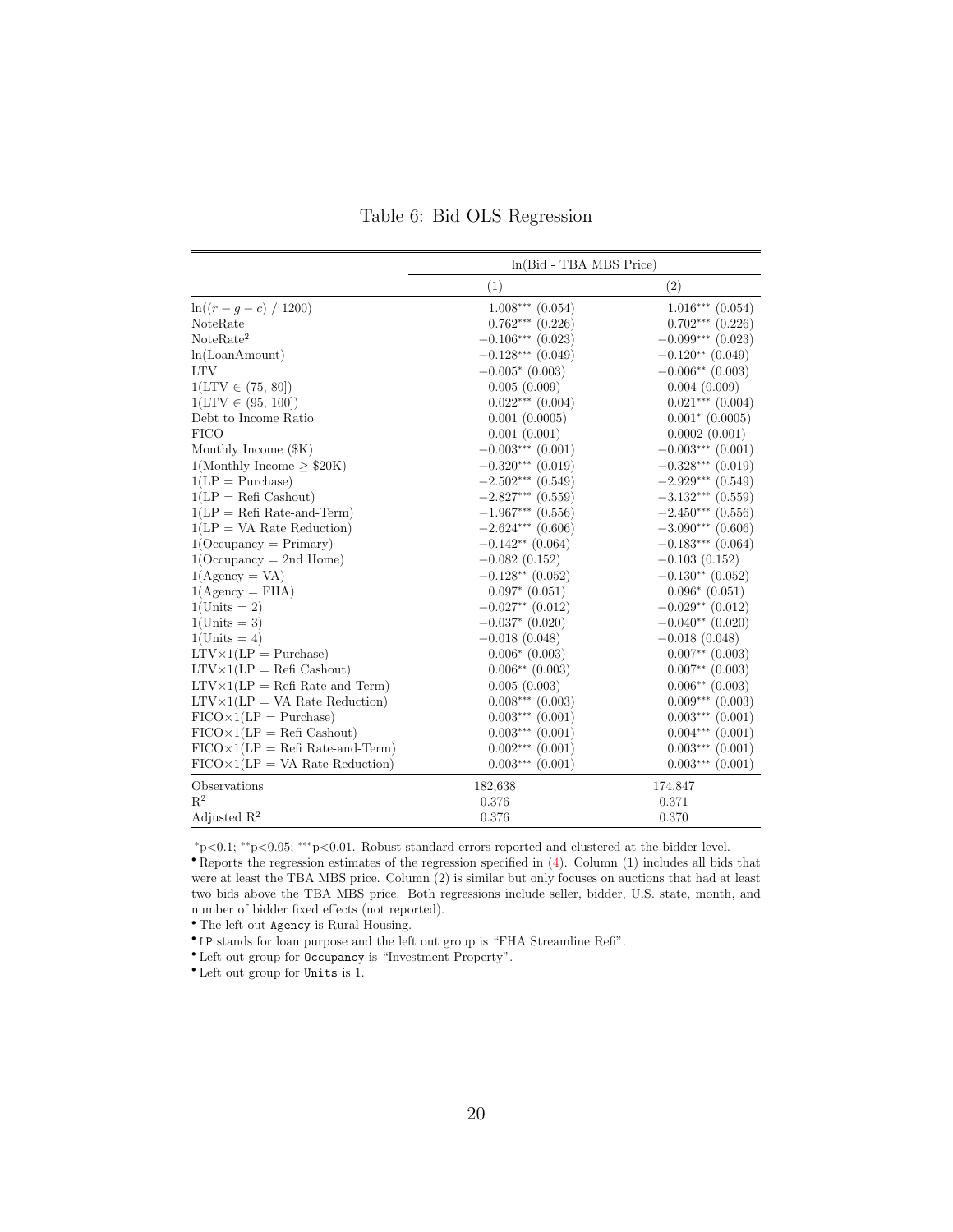Table 6: Bid OLS Regression

| | ln(Bid - TBA MBS Price) | |
|---|---|---|
| | (1) | (2) |
| $\ln((r-g-c)\ /\ 1200)$ | $1.008^{***}$ (0.054) | $1.016^{***}$ (0.054) |
| NoteRate | $0.762^{***}$ (0.226) | $0.702^{***}$ (0.226) |
| $\text{NoteRate}^2$ | $-0.106^{***}$ (0.023) | $-0.099^{***}$ (0.023) |
| ln(LoanAmount) | $-0.128^{***}$ (0.049) | $-0.120^{**}$ (0.049) |
| LTV | $-0.005^{*}$ (0.003) | $-0.006^{**}$ (0.003) |
| $1(\text{LTV} \in (75, 80])$ | 0.005 (0.009) | 0.004 (0.009) |
| $1(\text{LTV} \in (95, 100])$ | $0.022^{***}$ (0.004) | $0.021^{***}$ (0.004) |
| Debt to Income Ratio | 0.001 (0.0005) | $0.001^{*}$ (0.0005) |
| FICO | 0.001 (0.001) | 0.0002 (0.001) |
| Monthly Income ($K) | $-0.003^{***}$ (0.001) | $-0.003^{***}$ (0.001) |
| $1(\text{Monthly Income} \geq \$20\text{K})$ | $-0.320^{***}$ (0.019) | $-0.328^{***}$ (0.019) |
| $1(\text{LP} = \text{Purchase})$ | $-2.502^{***}$ (0.549) | $-2.929^{***}$ (0.549) |
| $1(\text{LP} = \text{Refi Cashout})$ | $-2.827^{***}$ (0.559) | $-3.132^{***}$ (0.559) |
| $1(\text{LP} = \text{Refi Rate-and-Term})$ | $-1.967^{***}$ (0.556) | $-2.450^{***}$ (0.556) |
| $1(\text{LP} = \text{VA Rate Reduction})$ | $-2.624^{***}$ (0.606) | $-3.090^{***}$ (0.606) |
| $1(\text{Occupancy} = \text{Primary})$ | $-0.142^{**}$ (0.064) | $-0.183^{***}$ (0.064) |
| $1(\text{Occupancy} = \text{2nd Home})$ | $-0.082$ (0.152) | $-0.103$ (0.152) |
| $1(\text{Agency} = \text{VA})$ | $-0.128^{**}$ (0.052) | $-0.130^{**}$ (0.052) |
| $1(\text{Agency} = \text{FHA})$ | $0.097^{*}$ (0.051) | $0.096^{*}$ (0.051) |
| $1(\text{Units} = 2)$ | $-0.027^{**}$ (0.012) | $-0.029^{**}$ (0.012) |
| $1(\text{Units} = 3)$ | $-0.037^{*}$ (0.020) | $-0.040^{**}$ (0.020) |
| $1(\text{Units} = 4)$ | $-0.018$ (0.048) | $-0.018$ (0.048) |
| $\text{LTV} \times 1(\text{LP} = \text{Purchase})$ | $0.006^{*}$ (0.003) | $0.007^{**}$ (0.003) |
| $\text{LTV} \times 1(\text{LP} = \text{Refi Cashout})$ | $0.006^{**}$ (0.003) | $0.007^{**}$ (0.003) |
| $\text{LTV} \times 1(\text{LP} = \text{Refi Rate-and-Term})$ | 0.005 (0.003) | $0.006^{**}$ (0.003) |
| $\text{LTV} \times 1(\text{LP} = \text{VA Rate Reduction})$ | $0.008^{***}$ (0.003) | $0.009^{***}$ (0.003) |
| $\text{FICO} \times 1(\text{LP} = \text{Purchase})$ | $0.003^{***}$ (0.001) | $0.003^{***}$ (0.001) |
| $\text{FICO} \times 1(\text{LP} = \text{Refi Cashout})$ | $0.003^{***}$ (0.001) | $0.004^{***}$ (0.001) |
| $\text{FICO} \times 1(\text{LP} = \text{Refi Rate-and-Term})$ | $0.002^{***}$ (0.001) | $0.003^{***}$ (0.001) |
| $\text{FICO} \times 1(\text{LP} = \text{VA Rate Reduction})$ | $0.003^{***}$ (0.001) | $0.003^{***}$ (0.001) |
| Observations | 182,638 | 174,847 |
| $R^2$ | 0.376 | 0.371 |
| Adjusted $R^2$ | 0.376 | 0.370 |

$^{*}$p<0.1; $^{**}$p<0.05; $^{***}$p<0.01. Robust standard errors reported and clustered at the bidder level.

- Reports the regression estimates of the regression specified in (4). Column (1) includes all bids that were at least the TBA MBS price. Column (2) is similar but only focuses on auctions that had at least two bids above the TBA MBS price. Both regressions include seller, bidder, U.S. state, month, and number of bidder fixed effects (not reported).
- The left out `Agency` is Rural Housing.
- `LP` stands for loan purpose and the left out group is "FHA Streamline Refi".
- Left out group for `Occupancy` is "Investment Property".
- Left out group for `Units` is 1.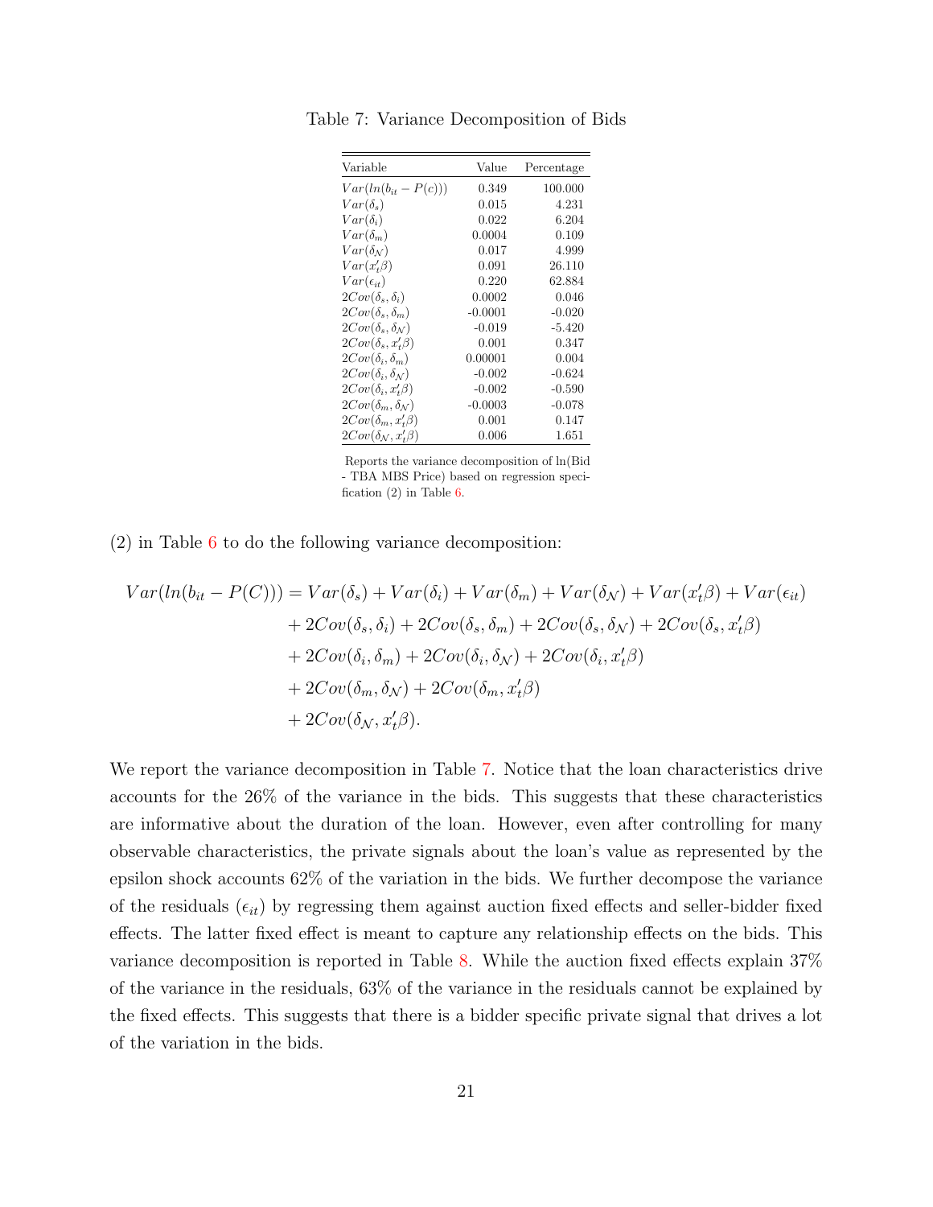Table 7: Variance Decomposition of Bids

| Variable | Value | Percentage |
|---|---|---|
| $Var(ln(b_{it} - P(c)))$ | 0.349 | 100.000 |
| $Var(\delta_s)$ | 0.015 | 4.231 |
| $Var(\delta_i)$ | 0.022 | 6.204 |
| $Var(\delta_m)$ | 0.0004 | 0.109 |
| $Var(\delta_{\mathcal{N}})$ | 0.017 | 4.999 |
| $Var(x_t'\beta)$ | 0.091 | 26.110 |
| $Var(\epsilon_{it})$ | 0.220 | 62.884 |
| $2Cov(\delta_s, \delta_i)$ | 0.0002 | 0.046 |
| $2Cov(\delta_s, \delta_m)$ | -0.0001 | -0.020 |
| $2Cov(\delta_s, \delta_{\mathcal{N}})$ | -0.019 | -5.420 |
| $2Cov(\delta_s, x_t'\beta)$ | 0.001 | 0.347 |
| $2Cov(\delta_i, \delta_m)$ | 0.00001 | 0.004 |
| $2Cov(\delta_i, \delta_{\mathcal{N}})$ | -0.002 | -0.624 |
| $2Cov(\delta_i, x_t'\beta)$ | -0.002 | -0.590 |
| $2Cov(\delta_m, \delta_{\mathcal{N}})$ | -0.0003 | -0.078 |
| $2Cov(\delta_m, x_t'\beta)$ | 0.001 | 0.147 |
| $2Cov(\delta_{\mathcal{N}}, x_t'\beta)$ | 0.006 | 1.651 |

Reports the variance decomposition of ln(Bid - TBA MBS Price) based on regression specification (2) in Table 6.

(2) in Table 6 to do the following variance decomposition:

$$
\begin{aligned}
Var(ln(b_{it} - P(C))) &= Var(\delta_s) + Var(\delta_i) + Var(\delta_m) + Var(\delta_{\mathcal{N}}) + Var(x_t'\beta) + Var(\epsilon_{it}) \\
&+ 2Cov(\delta_s, \delta_i) + 2Cov(\delta_s, \delta_m) + 2Cov(\delta_s, \delta_{\mathcal{N}}) + 2Cov(\delta_s, x_t'\beta) \\
&+ 2Cov(\delta_i, \delta_m) + 2Cov(\delta_i, \delta_{\mathcal{N}}) + 2Cov(\delta_i, x_t'\beta) \\
&+ 2Cov(\delta_m, \delta_{\mathcal{N}}) + 2Cov(\delta_m, x_t'\beta) \\
&+ 2Cov(\delta_{\mathcal{N}}, x_t'\beta).
\end{aligned}
$$

We report the variance decomposition in Table 7. Notice that the loan characteristics drive accounts for the 26% of the variance in the bids. This suggests that these characteristics are informative about the duration of the loan. However, even after controlling for many observable characteristics, the private signals about the loan's value as represented by the epsilon shock accounts 62% of the variation in the bids. We further decompose the variance of the residuals ($\epsilon_{it}$) by regressing them against auction fixed effects and seller-bidder fixed effects. The latter fixed effect is meant to capture any relationship effects on the bids. This variance decomposition is reported in Table 8. While the auction fixed effects explain 37% of the variance in the residuals, 63% of the variance in the residuals cannot be explained by the fixed effects. This suggests that there is a bidder specific private signal that drives a lot of the variation in the bids.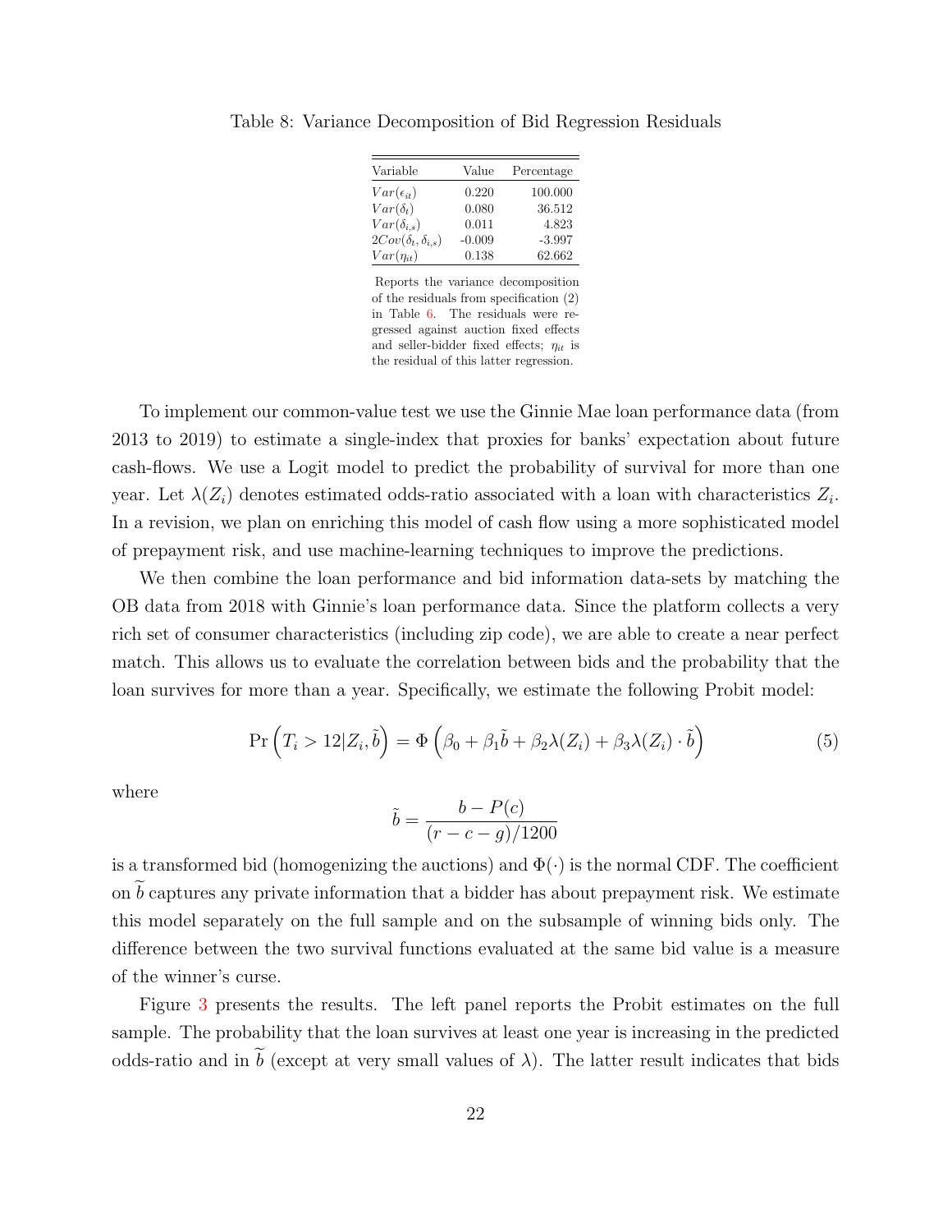Table 8: Variance Decomposition of Bid Regression Residuals

| Variable | Value | Percentage |
|---|---|---|
| $Var(\epsilon_{it})$ | 0.220 | 100.000 |
| $Var(\delta_t)$ | 0.080 | 36.512 |
| $Var(\delta_{i,s})$ | 0.011 | 4.823 |
| $2Cov(\delta_t, \delta_{i,s})$ | -0.009 | -3.997 |
| $Var(\eta_{it})$ | 0.138 | 62.662 |

Reports the variance decomposition of the residuals from specification (2) in Table 6. The residuals were regressed against auction fixed effects and seller-bidder fixed effects; $\eta_{it}$ is the residual of this latter regression.

To implement our common-value test we use the Ginnie Mae loan performance data (from 2013 to 2019) to estimate a single-index that proxies for banks' expectation about future cash-flows. We use a Logit model to predict the probability of survival for more than one year. Let $\lambda(Z_i)$ denotes estimated odds-ratio associated with a loan with characteristics $Z_i$. In a revision, we plan on enriching this model of cash flow using a more sophisticated model of prepayment risk, and use machine-learning techniques to improve the predictions.

We then combine the loan performance and bid information data-sets by matching the OB data from 2018 with Ginnie's loan performance data. Since the platform collects a very rich set of consumer characteristics (including zip code), we are able to create a near perfect match. This allows us to evaluate the correlation between bids and the probability that the loan survives for more than a year. Specifically, we estimate the following Probit model:

$$\Pr\left(T_i > 12 | Z_i, \tilde{b}\right) = \Phi\left(\beta_0 + \beta_1 \tilde{b} + \beta_2 \lambda(Z_i) + \beta_3 \lambda(Z_i) \cdot \tilde{b}\right) \tag{5}$$

where

$$\tilde{b} = \frac{b - P(c)}{(r - c - g)/1200}$$

is a transformed bid (homogenizing the auctions) and $\Phi(\cdot)$ is the normal CDF. The coefficient on $\widetilde{b}$ captures any private information that a bidder has about prepayment risk. We estimate this model separately on the full sample and on the subsample of winning bids only. The difference between the two survival functions evaluated at the same bid value is a measure of the winner's curse.

Figure 3 presents the results. The left panel reports the Probit estimates on the full sample. The probability that the loan survives at least one year is increasing in the predicted odds-ratio and in $\widetilde{b}$ (except at very small values of $\lambda$). The latter result indicates that bids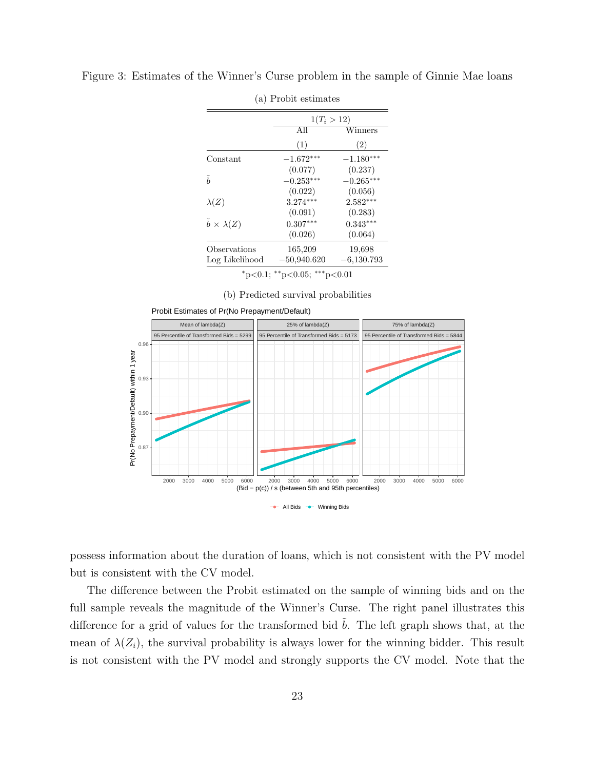Figure 3: Estimates of the Winner's Curse problem in the sample of Ginnie Mae loans

(a) Probit estimates

| | $1(T_i > 12)$ | |
|---|---|---|
| | All | Winners |
| | (1) | (2) |
| Constant | $-1.672^{***}$ | $-1.180^{***}$ |
| | (0.077) | (0.237) |
| $\tilde{b}$ | $-0.253^{***}$ | $-0.265^{***}$ |
| | (0.022) | (0.056) |
| $\lambda(Z)$ | $3.274^{***}$ | $2.582^{***}$ |
| | (0.091) | (0.283) |
| $\tilde{b} \times \lambda(Z)$ | $0.307^{***}$ | $0.343^{***}$ |
| | (0.026) | (0.064) |
| Observations | 165,209 | 19,698 |
| Log Likelihood | $-50{,}940.620$ | $-6{,}130.793$ |

$^{*}$p<0.1; $^{**}$p<0.05; $^{***}$p<0.01

(b) Predicted survival probabilities

possess information about the duration of loans, which is not consistent with the PV model but is consistent with the CV model.

The difference between the Probit estimated on the sample of winning bids and on the full sample reveals the magnitude of the Winner's Curse. The right panel illustrates this difference for a grid of values for the transformed bid $\tilde{b}$. The left graph shows that, at the mean of $\lambda(Z_i)$, the survival probability is always lower for the winning bidder. This result is not consistent with the PV model and strongly supports the CV model. Note that the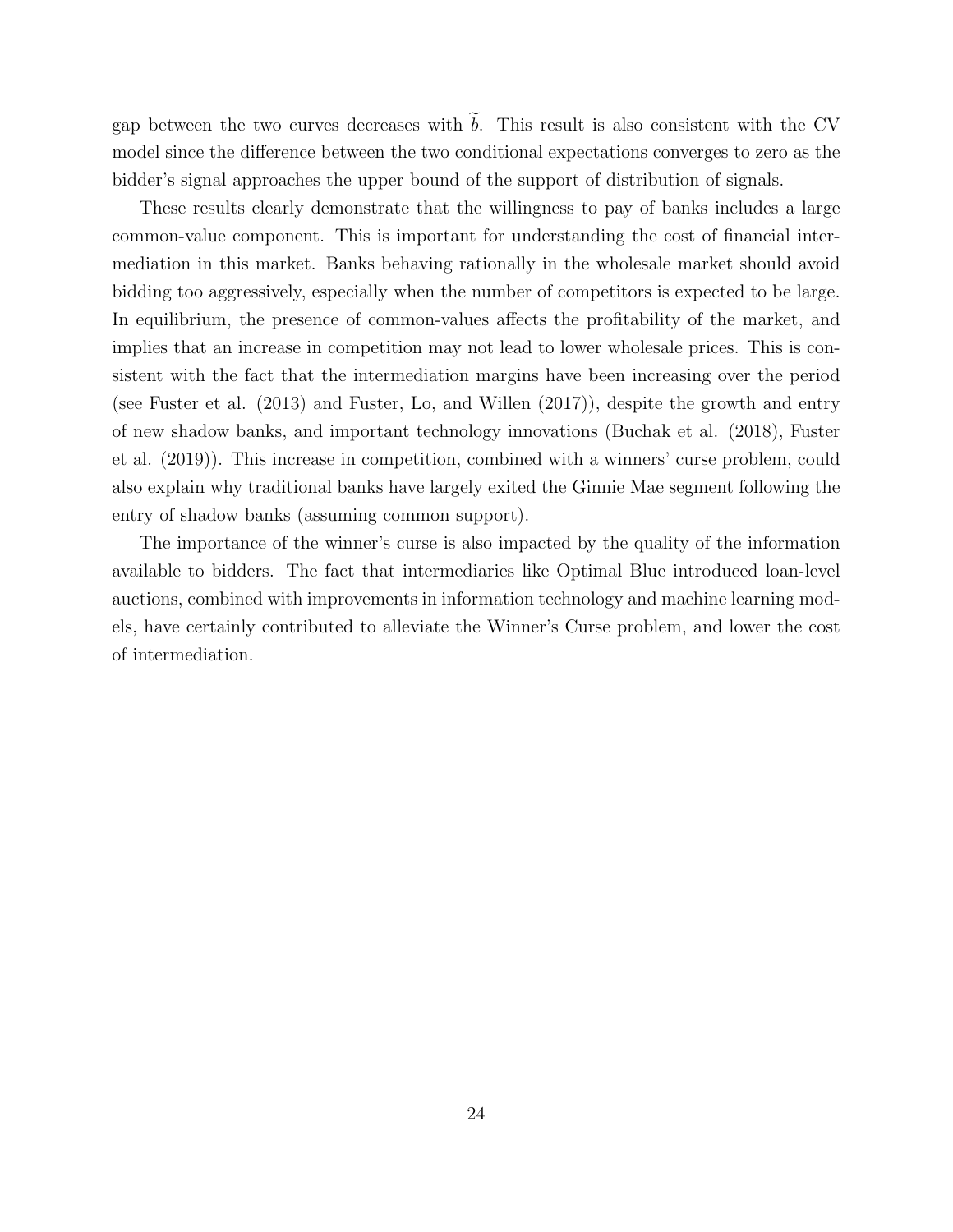gap between the two curves decreases with $\widetilde{b}$. This result is also consistent with the CV model since the difference between the two conditional expectations converges to zero as the bidder's signal approaches the upper bound of the support of distribution of signals.

These results clearly demonstrate that the willingness to pay of banks includes a large common-value component. This is important for understanding the cost of financial intermediation in this market. Banks behaving rationally in the wholesale market should avoid bidding too aggressively, especially when the number of competitors is expected to be large. In equilibrium, the presence of common-values affects the profitability of the market, and implies that an increase in competition may not lead to lower wholesale prices. This is consistent with the fact that the intermediation margins have been increasing over the period (see Fuster et al. (2013) and Fuster, Lo, and Willen (2017)), despite the growth and entry of new shadow banks, and important technology innovations (Buchak et al. (2018), Fuster et al. (2019)). This increase in competition, combined with a winners' curse problem, could also explain why traditional banks have largely exited the Ginnie Mae segment following the entry of shadow banks (assuming common support).

The importance of the winner's curse is also impacted by the quality of the information available to bidders. The fact that intermediaries like Optimal Blue introduced loan-level auctions, combined with improvements in information technology and machine learning models, have certainly contributed to alleviate the Winner's Curse problem, and lower the cost of intermediation.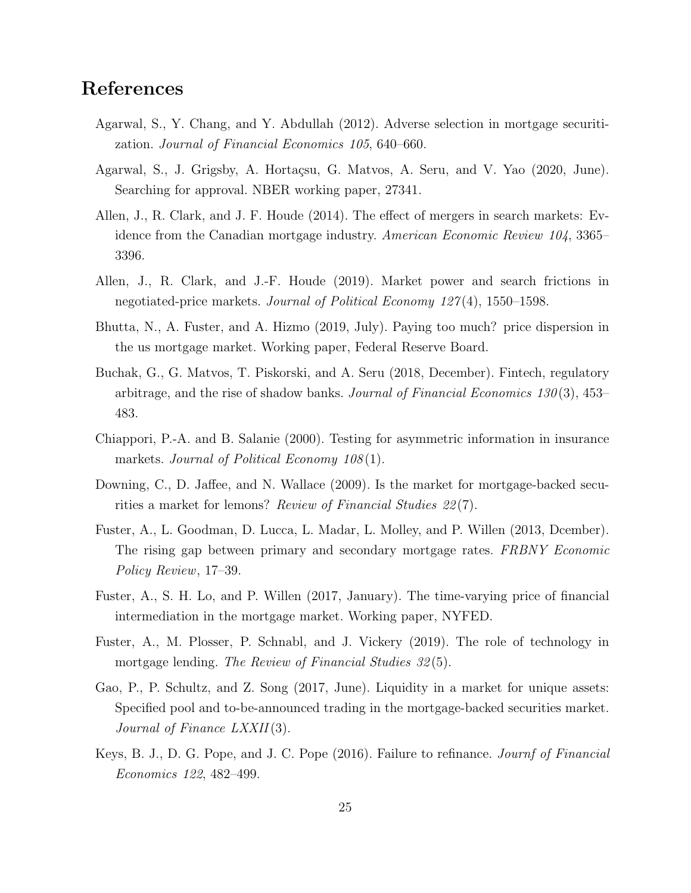# References

Agarwal, S., Y. Chang, and Y. Abdullah (2012). Adverse selection in mortgage securitization. *Journal of Financial Economics 105*, 640–660.

Agarwal, S., J. Grigsby, A. Hortaçsu, G. Matvos, A. Seru, and V. Yao (2020, June). Searching for approval. NBER working paper, 27341.

Allen, J., R. Clark, and J. F. Houde (2014). The effect of mergers in search markets: Evidence from the Canadian mortgage industry. *American Economic Review 104*, 3365–3396.

Allen, J., R. Clark, and J.-F. Houde (2019). Market power and search frictions in negotiated-price markets. *Journal of Political Economy 127*(4), 1550–1598.

Bhutta, N., A. Fuster, and A. Hizmo (2019, July). Paying too much? price dispersion in the us mortgage market. Working paper, Federal Reserve Board.

Buchak, G., G. Matvos, T. Piskorski, and A. Seru (2018, December). Fintech, regulatory arbitrage, and the rise of shadow banks. *Journal of Financial Economics 130*(3), 453–483.

Chiappori, P.-A. and B. Salanie (2000). Testing for asymmetric information in insurance markets. *Journal of Political Economy 108*(1).

Downing, C., D. Jaffee, and N. Wallace (2009). Is the market for mortgage-backed securities a market for lemons? *Review of Financial Studies 22*(7).

Fuster, A., L. Goodman, D. Lucca, L. Madar, L. Molley, and P. Willen (2013, Dcember). The rising gap between primary and secondary mortgage rates. *FRBNY Economic Policy Review*, 17–39.

Fuster, A., S. H. Lo, and P. Willen (2017, January). The time-varying price of financial intermediation in the mortgage market. Working paper, NYFED.

Fuster, A., M. Plosser, P. Schnabl, and J. Vickery (2019). The role of technology in mortgage lending. *The Review of Financial Studies 32*(5).

Gao, P., P. Schultz, and Z. Song (2017, June). Liquidity in a market for unique assets: Specified pool and to-be-announced trading in the mortgage-backed securities market. *Journal of Finance LXXII*(3).

Keys, B. J., D. G. Pope, and J. C. Pope (2016). Failure to refinance. *Journf of Financial Economics 122*, 482–499.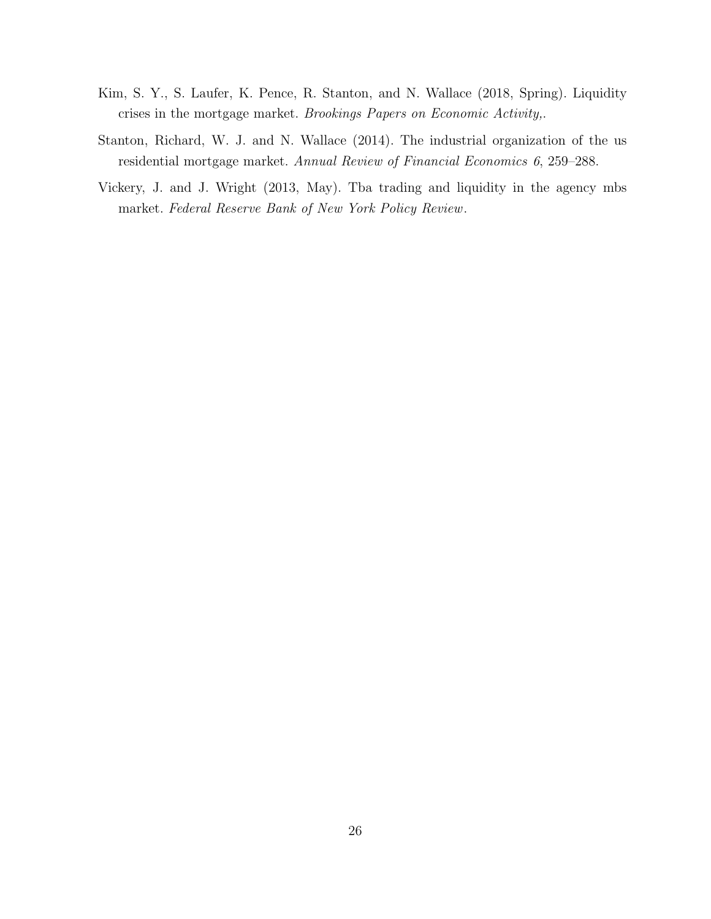Kim, S. Y., S. Laufer, K. Pence, R. Stanton, and N. Wallace (2018, Spring). Liquidity crises in the mortgage market. *Brookings Papers on Economic Activity,*.

Stanton, Richard, W. J. and N. Wallace (2014). The industrial organization of the us residential mortgage market. *Annual Review of Financial Economics 6*, 259–288.

Vickery, J. and J. Wright (2013, May). Tba trading and liquidity in the agency mbs market. *Federal Reserve Bank of New York Policy Review*.